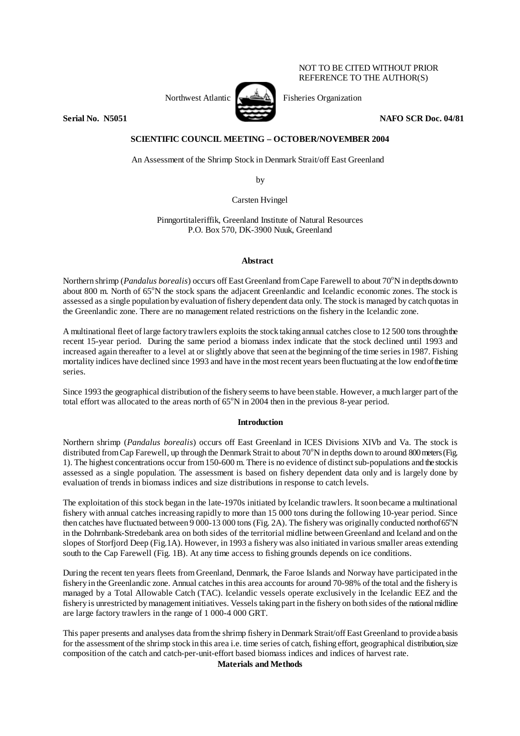NOT TO BE CITED WITHOUT PRIOR
REFERENCE TO THE AUTHOR(S)

Northwest Atlantic Fisheries Organization

**Serial No. N5051** **NAFO SCR Doc. 04/81**

**SCIENTIFIC COUNCIL MEETING – OCTOBER/NOVEMBER 2004**

An Assessment of the Shrimp Stock in Denmark Strait/off East Greenland

by

Carsten Hvingel

Pinngortitaleriffik, Greenland Institute of Natural Resources
P.O. Box 570, DK-3900 Nuuk, Greenland

## Abstract

Northern shrimp (*Pandalus borealis*) occurs off East Greenland from Cape Farewell to about 70°N in depths down to about 800 m. North of 65°N the stock spans the adjacent Greenlandic and Icelandic economic zones. The stock is assessed as a single population by evaluation of fishery dependent data only. The stock is managed by catch quotas in the Greenlandic zone. There are no management related restrictions on the fishery in the Icelandic zone.

A multinational fleet of large factory trawlers exploits the stock taking annual catches close to 12 500 tons through the recent 15-year period. During the same period a biomass index indicate that the stock declined until 1993 and increased again thereafter to a level at or slightly above that seen at the beginning of the time series in 1987. Fishing mortality indices have declined since 1993 and have in the most recent years been fluctuating at the low end of the time series.

Since 1993 the geographical distribution of the fishery seems to have been stable. However, a much larger part of the total effort was allocated to the areas north of 65°N in 2004 then in the previous 8-year period.

## Introduction

Northern shrimp (*Pandalus borealis*) occurs off East Greenland in ICES Divisions XIVb and Va. The stock is distributed from Cap Farewell, up through the Denmark Strait to about 70°N in depths down to around 800 meters (Fig. 1). The highest concentrations occur from 150-600 m. There is no evidence of distinct sub-populations and the stock is assessed as a single population. The assessment is based on fishery dependent data only and is largely done by evaluation of trends in biomass indices and size distributions in response to catch levels.

The exploitation of this stock began in the late-1970s initiated by Icelandic trawlers. It soon became a multinational fishery with annual catches increasing rapidly to more than 15 000 tons during the following 10-year period. Since then catches have fluctuated between 9 000-13 000 tons (Fig. 2A). The fishery was originally conducted north of 65°N in the Dohrnbank-Stredebank area on both sides of the territorial midline between Greenland and Iceland and on the slopes of Storfjord Deep (Fig.1A). However, in 1993 a fishery was also initiated in various smaller areas extending south to the Cap Farewell (Fig. 1B). At any time access to fishing grounds depends on ice conditions.

During the recent ten years fleets from Greenland, Denmark, the Faroe Islands and Norway have participated in the fishery in the Greenlandic zone. Annual catches in this area accounts for around 70-98% of the total and the fishery is managed by a Total Allowable Catch (TAC). Icelandic vessels operate exclusively in the Icelandic EEZ and the fishery is unrestricted by management initiatives. Vessels taking part in the fishery on both sides of the national midline are large factory trawlers in the range of 1 000-4 000 GRT.

This paper presents and analyses data from the shrimp fishery in Denmark Strait/off East Greenland to provide a basis for the assessment of the shrimp stock in this area i.e. time series of catch, fishing effort, geographical distribution, size composition of the catch and catch-per-unit-effort based biomass indices and indices of harvest rate.

## Materials and Methods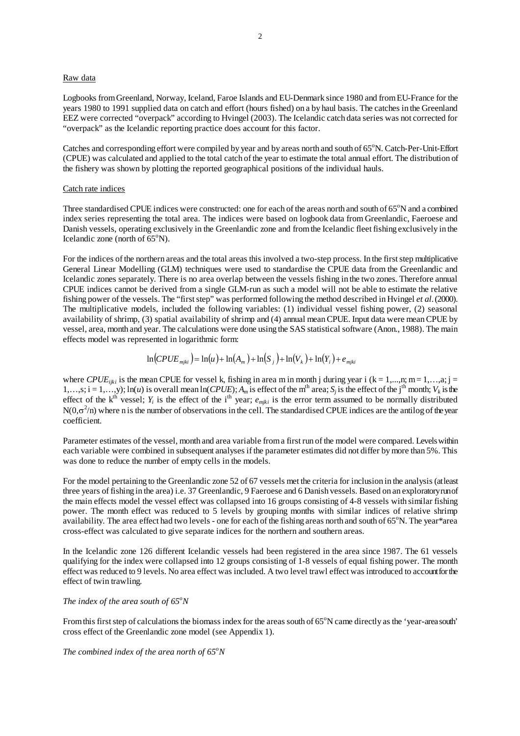## Raw data

Logbooks from Greenland, Norway, Iceland, Faroe Islands and EU-Denmark since 1980 and from EU-France for the years 1980 to 1991 supplied data on catch and effort (hours fished) on a by haul basis. The catches in the Greenland EEZ were corrected "overpack" according to Hvingel (2003). The Icelandic catch data series was not corrected for "overpack" as the Icelandic reporting practice does account for this factor.

Catches and corresponding effort were compiled by year and by areas north and south of 65°N. Catch-Per-Unit-Effort (CPUE) was calculated and applied to the total catch of the year to estimate the total annual effort. The distribution of the fishery was shown by plotting the reported geographical positions of the individual hauls.

## Catch rate indices

Three standardised CPUE indices were constructed: one for each of the areas north and south of 65°N and a combined index series representing the total area. The indices were based on logbook data from Greenlandic, Faeroese and Danish vessels, operating exclusively in the Greenlandic zone and from the Icelandic fleet fishing exclusively in the Icelandic zone (north of 65°N).

For the indices of the northern areas and the total areas this involved a two-step process. In the first step multiplicative General Linear Modelling (GLM) techniques were used to standardise the CPUE data from the Greenlandic and Icelandic zones separately. There is no area overlap between the vessels fishing in the two zones. Therefore annual CPUE indices cannot be derived from a single GLM-run as such a model will not be able to estimate the relative fishing power of the vessels. The "first step" was performed following the method described in Hvingel *et al*. (2000). The multiplicative models, included the following variables: (1) individual vessel fishing power, (2) seasonal availability of shrimp, (3) spatial availability of shrimp and (4) annual mean CPUE. Input data were mean CPUE by vessel, area, month and year. The calculations were done using the SAS statistical software (Anon., 1988). The main effects model was represented in logarithmic form:

$$\ln(CPUE_{mjki}) = \ln(u) + \ln(A_m) + \ln(S_j) + \ln(V_k) + \ln(Y_i) + e_{mjki}$$

where $CPUE_{ijki}$ is the mean CPUE for vessel k, fishing in area m in month j during year i ($k = 1,...,n$; $m = 1,\ldots,a$; $j = 1,\ldots,s$; $i = 1,\ldots,y$); $\ln(u)$ is overall mean $\ln(CPUE)$; $A_m$ is effect of the m$^{th}$ area; $S_j$ is the effect of the j$^{th}$ month; $V_k$ is the effect of the k$^{th}$ vessel; $Y_i$ is the effect of the i$^{th}$ year; $e_{mjki}$ is the error term assumed to be normally distributed $N(0,\sigma^2/n)$ where n is the number of observations in the cell. The standardised CPUE indices are the antilog of the year coefficient.

Parameter estimates of the vessel, month and area variable from a first run of the model were compared. Levels within each variable were combined in subsequent analyses if the parameter estimates did not differ by more than 5%. This was done to reduce the number of empty cells in the models.

For the model pertaining to the Greenlandic zone 52 of 67 vessels met the criteria for inclusion in the analysis (at least three years of fishing in the area) i.e. 37 Greenlandic, 9 Faeroese and 6 Danish vessels. Based on an exploratory run of the main effects model the vessel effect was collapsed into 16 groups consisting of 4-8 vessels with similar fishing power. The month effect was reduced to 5 levels by grouping months with similar indices of relative shrimp availability. The area effect had two levels - one for each of the fishing areas north and south of 65°N. The year*area cross-effect was calculated to give separate indices for the northern and southern areas.

In the Icelandic zone 126 different Icelandic vessels had been registered in the area since 1987. The 61 vessels qualifying for the index were collapsed into 12 groups consisting of 1-8 vessels of equal fishing power. The month effect was reduced to 9 levels. No area effect was included. A two level trawl effect was introduced to account for the effect of twin trawling.

### *The index of the area south of 65°N*

From this first step of calculations the biomass index for the areas south of 65°N came directly as the 'year-area south' cross effect of the Greenlandic zone model (see Appendix 1).

### *The combined index of the area north of 65°N*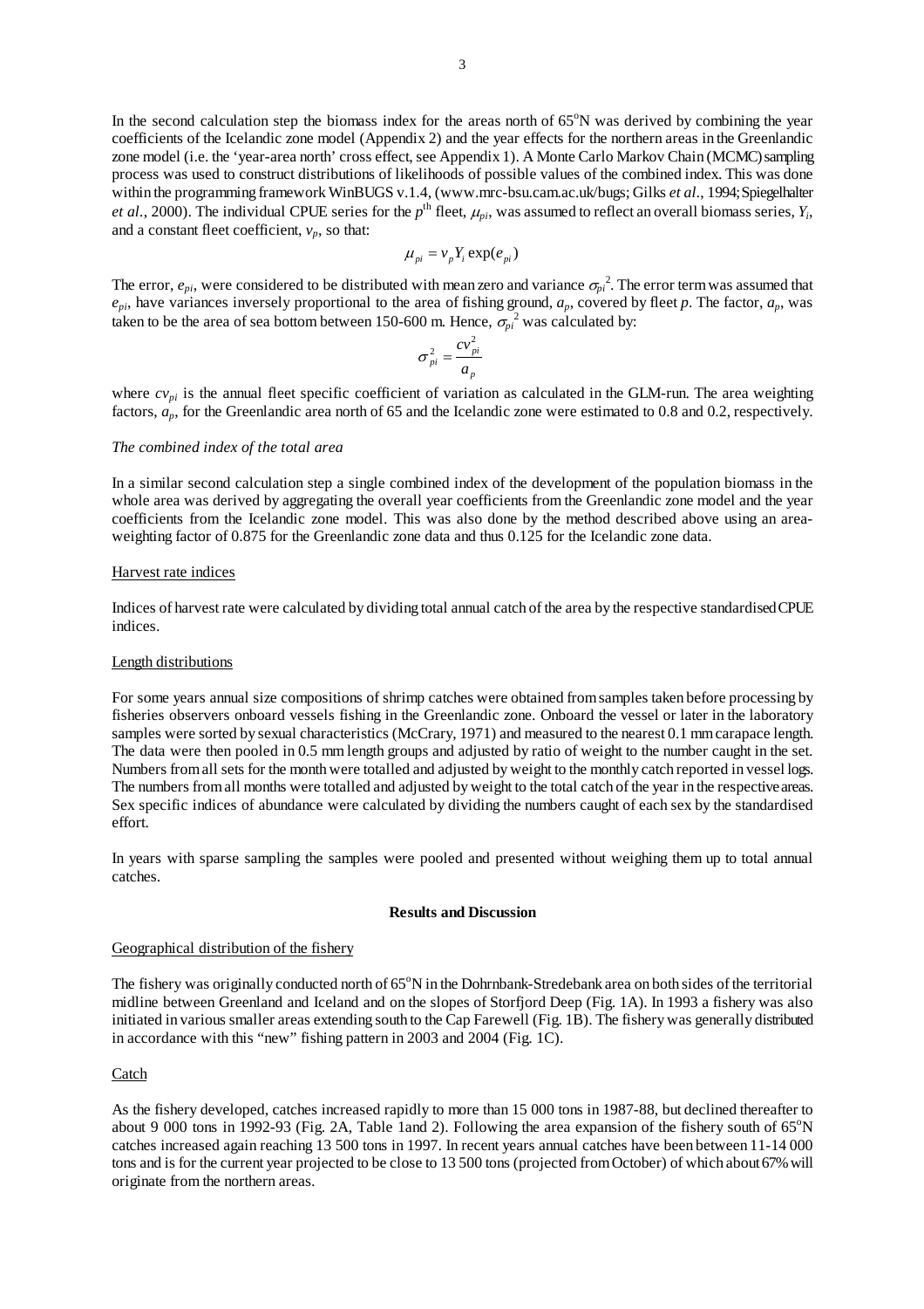In the second calculation step the biomass index for the areas north of 65°N was derived by combining the year coefficients of the Icelandic zone model (Appendix 2) and the year effects for the northern areas in the Greenlandic zone model (i.e. the 'year-area north' cross effect, see Appendix 1). A Monte Carlo Markov Chain (MCMC) sampling process was used to construct distributions of likelihoods of possible values of the combined index. This was done within the programming framework WinBUGS v.1.4, (www.mrc-bsu.cam.ac.uk/bugs; Gilks *et al*., 1994; Spiegelhalter *et al.*, 2000). The individual CPUE series for the $p^{th}$ fleet, $\mu_{pi}$, was assumed to reflect an overall biomass series, $Y_i$, and a constant fleet coefficient, $v_p$, so that:

$$\mu_{pi} = v_p Y_i \exp(e_{pi})$$

The error, $e_{pi}$, were considered to be distributed with mean zero and variance $\sigma_{pi}^2$. The error term was assumed that $e_{pi}$, have variances inversely proportional to the area of fishing ground, $a_p$, covered by fleet *p*. The factor, $a_p$, was taken to be the area of sea bottom between 150-600 m. Hence, $\sigma_{pi}^2$ was calculated by:

$$\sigma_{pi}^2 = \frac{cv_{pi}^2}{a_p}$$

where $cv_{pi}$ is the annual fleet specific coefficient of variation as calculated in the GLM-run. The area weighting factors, $a_p$, for the Greenlandic area north of 65 and the Icelandic zone were estimated to 0.8 and 0.2, respectively.

*The combined index of the total area*

In a similar second calculation step a single combined index of the development of the population biomass in the whole area was derived by aggregating the overall year coefficients from the Greenlandic zone model and the year coefficients from the Icelandic zone model. This was also done by the method described above using an area-weighting factor of 0.875 for the Greenlandic zone data and thus 0.125 for the Icelandic zone data.

Harvest rate indices

Indices of harvest rate were calculated by dividing total annual catch of the area by the respective standardised CPUE indices.

Length distributions

For some years annual size compositions of shrimp catches were obtained from samples taken before processing by fisheries observers onboard vessels fishing in the Greenlandic zone. Onboard the vessel or later in the laboratory samples were sorted by sexual characteristics (McCrary, 1971) and measured to the nearest 0.1 mm carapace length. The data were then pooled in 0.5 mm length groups and adjusted by ratio of weight to the number caught in the set. Numbers from all sets for the month were totalled and adjusted by weight to the monthly catch reported in vessel logs. The numbers from all months were totalled and adjusted by weight to the total catch of the year in the respective areas. Sex specific indices of abundance were calculated by dividing the numbers caught of each sex by the standardised effort.

In years with sparse sampling the samples were pooled and presented without weighing them up to total annual catches.

**Results and Discussion**

Geographical distribution of the fishery

The fishery was originally conducted north of 65°N in the Dohrnbank-Stredebank area on both sides of the territorial midline between Greenland and Iceland and on the slopes of Storfjord Deep (Fig. 1A). In 1993 a fishery was also initiated in various smaller areas extending south to the Cap Farewell (Fig. 1B). The fishery was generally distributed in accordance with this "new" fishing pattern in 2003 and 2004 (Fig. 1C).

Catch

As the fishery developed, catches increased rapidly to more than 15 000 tons in 1987-88, but declined thereafter to about 9 000 tons in 1992-93 (Fig. 2A, Table 1and 2). Following the area expansion of the fishery south of 65°N catches increased again reaching 13 500 tons in 1997. In recent years annual catches have been between 11-14 000 tons and is for the current year projected to be close to 13 500 tons (projected from October) of which about 67% will originate from the northern areas.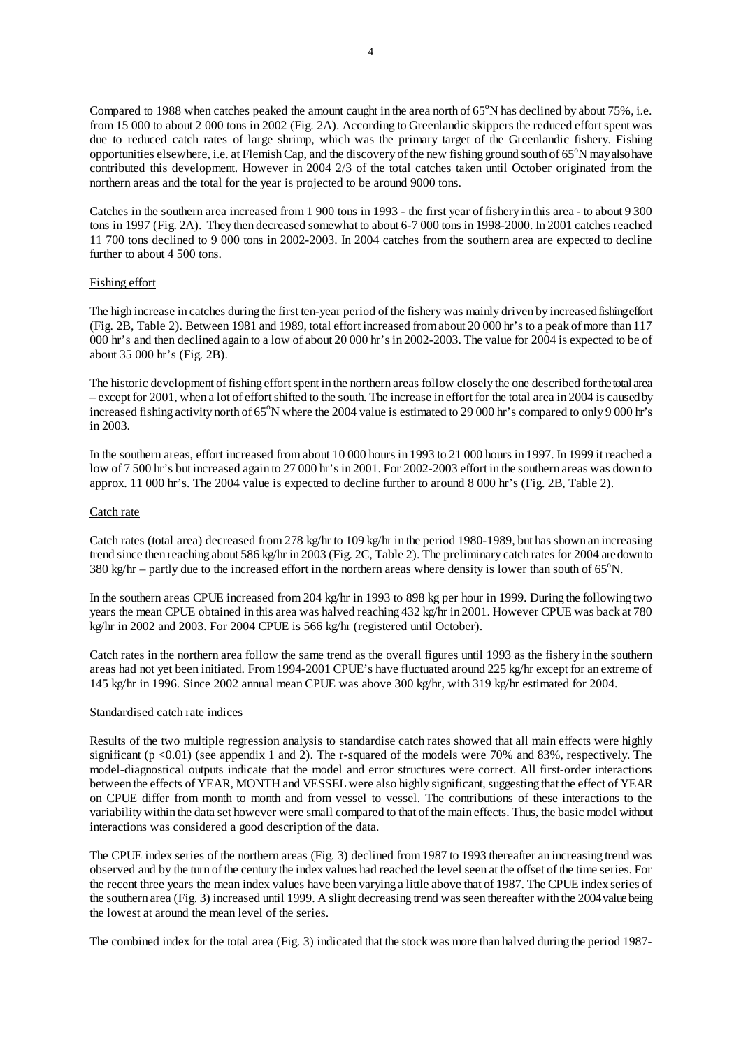Compared to 1988 when catches peaked the amount caught in the area north of 65°N has declined by about 75%, i.e. from 15 000 to about 2 000 tons in 2002 (Fig. 2A). According to Greenlandic skippers the reduced effort spent was due to reduced catch rates of large shrimp, which was the primary target of the Greenlandic fishery. Fishing opportunities elsewhere, i.e. at Flemish Cap, and the discovery of the new fishing ground south of 65°N may also have contributed this development. However in 2004 2/3 of the total catches taken until October originated from the northern areas and the total for the year is projected to be around 9000 tons.

Catches in the southern area increased from 1 900 tons in 1993 - the first year of fishery in this area - to about 9 300 tons in 1997 (Fig. 2A). They then decreased somewhat to about 6-7 000 tons in 1998-2000. In 2001 catches reached 11 700 tons declined to 9 000 tons in 2002-2003. In 2004 catches from the southern area are expected to decline further to about 4 500 tons.

Fishing effort

The high increase in catches during the first ten-year period of the fishery was mainly driven by increased fishing effort (Fig. 2B, Table 2). Between 1981 and 1989, total effort increased from about 20 000 hr's to a peak of more than 117 000 hr's and then declined again to a low of about 20 000 hr's in 2002-2003. The value for 2004 is expected to be of about 35 000 hr's (Fig. 2B).

The historic development of fishing effort spent in the northern areas follow closely the one described for the total area – except for 2001, when a lot of effort shifted to the south. The increase in effort for the total area in 2004 is caused by increased fishing activity north of 65°N where the 2004 value is estimated to 29 000 hr's compared to only 9 000 hr's in 2003.

In the southern areas, effort increased from about 10 000 hours in 1993 to 21 000 hours in 1997. In 1999 it reached a low of 7 500 hr's but increased again to 27 000 hr's in 2001. For 2002-2003 effort in the southern areas was down to approx. 11 000 hr's. The 2004 value is expected to decline further to around 8 000 hr's (Fig. 2B, Table 2).

Catch rate

Catch rates (total area) decreased from 278 kg/hr to 109 kg/hr in the period 1980-1989, but has shown an increasing trend since then reaching about 586 kg/hr in 2003 (Fig. 2C, Table 2). The preliminary catch rates for 2004 are down to 380 kg/hr – partly due to the increased effort in the northern areas where density is lower than south of 65°N.

In the southern areas CPUE increased from 204 kg/hr in 1993 to 898 kg per hour in 1999. During the following two years the mean CPUE obtained in this area was halved reaching 432 kg/hr in 2001. However CPUE was back at 780 kg/hr in 2002 and 2003. For 2004 CPUE is 566 kg/hr (registered until October).

Catch rates in the northern area follow the same trend as the overall figures until 1993 as the fishery in the southern areas had not yet been initiated. From 1994-2001 CPUE's have fluctuated around 225 kg/hr except for an extreme of 145 kg/hr in 1996. Since 2002 annual mean CPUE was above 300 kg/hr, with 319 kg/hr estimated for 2004.

Standardised catch rate indices

Results of the two multiple regression analysis to standardise catch rates showed that all main effects were highly significant ($p < 0.01$) (see appendix 1 and 2). The r-squared of the models were 70% and 83%, respectively. The model-diagnostical outputs indicate that the model and error structures were correct. All first-order interactions between the effects of YEAR, MONTH and VESSEL were also highly significant, suggesting that the effect of YEAR on CPUE differ from month to month and from vessel to vessel. The contributions of these interactions to the variability within the data set however were small compared to that of the main effects. Thus, the basic model without interactions was considered a good description of the data.

The CPUE index series of the northern areas (Fig. 3) declined from 1987 to 1993 thereafter an increasing trend was observed and by the turn of the century the index values had reached the level seen at the offset of the time series. For the recent three years the mean index values have been varying a little above that of 1987. The CPUE index series of the southern area (Fig. 3) increased until 1999. A slight decreasing trend was seen thereafter with the 2004 value being the lowest at around the mean level of the series.

The combined index for the total area (Fig. 3) indicated that the stock was more than halved during the period 1987-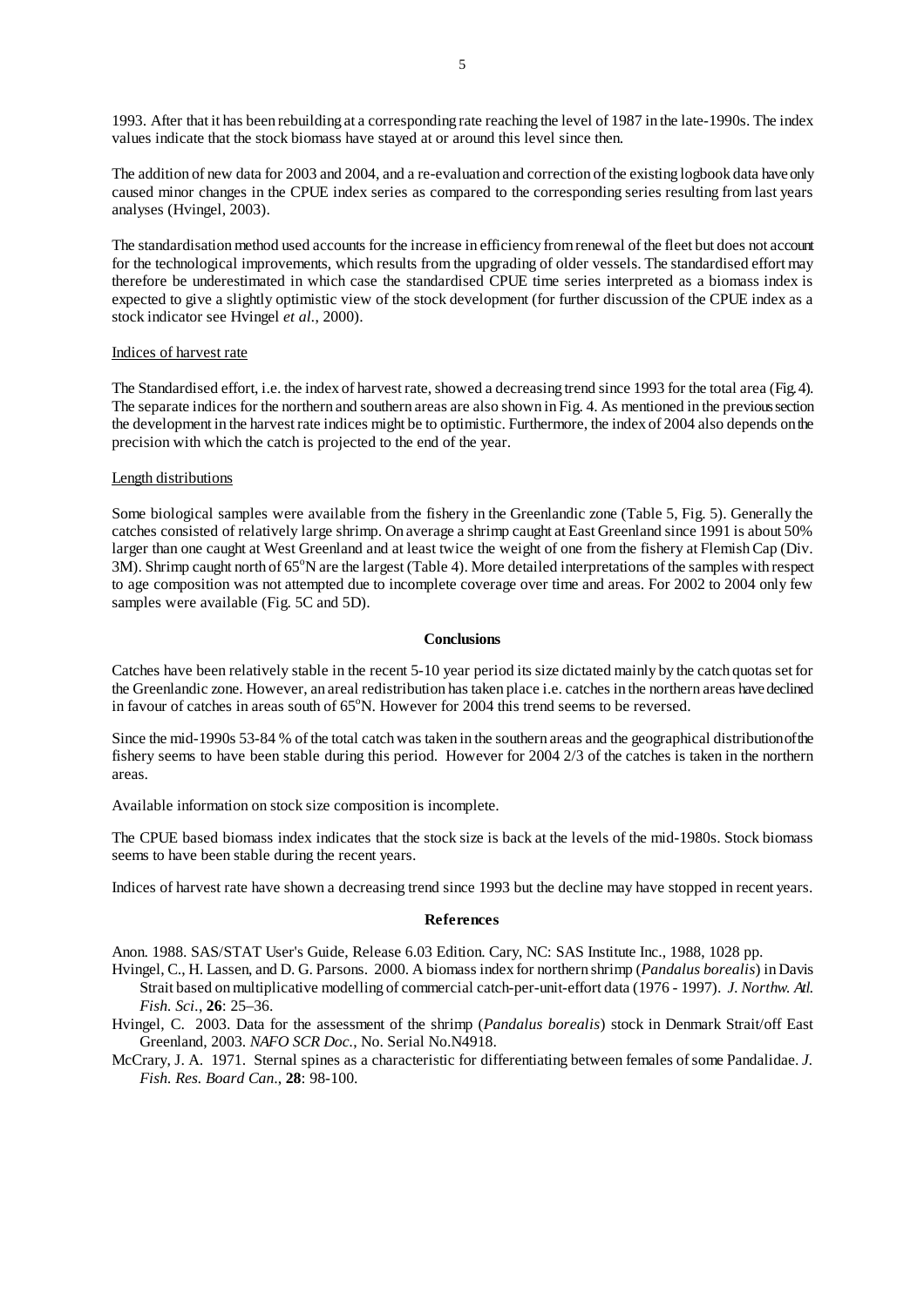1993. After that it has been rebuilding at a corresponding rate reaching the level of 1987 in the late-1990s. The index values indicate that the stock biomass have stayed at or around this level since then.

The addition of new data for 2003 and 2004, and a re-evaluation and correction of the existing logbook data have only caused minor changes in the CPUE index series as compared to the corresponding series resulting from last years analyses (Hvingel, 2003).

The standardisation method used accounts for the increase in efficiency from renewal of the fleet but does not account for the technological improvements, which results from the upgrading of older vessels. The standardised effort may therefore be underestimated in which case the standardised CPUE time series interpreted as a biomass index is expected to give a slightly optimistic view of the stock development (for further discussion of the CPUE index as a stock indicator see Hvingel *et al*., 2000).

Indices of harvest rate

The Standardised effort, i.e. the index of harvest rate, showed a decreasing trend since 1993 for the total area (Fig. 4). The separate indices for the northern and southern areas are also shown in Fig. 4. As mentioned in the previous section the development in the harvest rate indices might be to optimistic. Furthermore, the index of 2004 also depends on the precision with which the catch is projected to the end of the year.

Length distributions

Some biological samples were available from the fishery in the Greenlandic zone (Table 5, Fig. 5). Generally the catches consisted of relatively large shrimp. On average a shrimp caught at East Greenland since 1991 is about 50% larger than one caught at West Greenland and at least twice the weight of one from the fishery at Flemish Cap (Div. 3M). Shrimp caught north of 65°N are the largest (Table 4). More detailed interpretations of the samples with respect to age composition was not attempted due to incomplete coverage over time and areas. For 2002 to 2004 only few samples were available (Fig. 5C and 5D).

**Conclusions**

Catches have been relatively stable in the recent 5-10 year period its size dictated mainly by the catch quotas set for the Greenlandic zone. However, an areal redistribution has taken place i.e. catches in the northern areas have declined in favour of catches in areas south of 65°N. However for 2004 this trend seems to be reversed.

Since the mid-1990s 53-84 % of the total catch was taken in the southern areas and the geographical distribution of the fishery seems to have been stable during this period. However for 2004 2/3 of the catches is taken in the northern areas.

Available information on stock size composition is incomplete.

The CPUE based biomass index indicates that the stock size is back at the levels of the mid-1980s. Stock biomass seems to have been stable during the recent years.

Indices of harvest rate have shown a decreasing trend since 1993 but the decline may have stopped in recent years.

**References**

Anon. 1988. SAS/STAT User's Guide, Release 6.03 Edition. Cary, NC: SAS Institute Inc., 1988, 1028 pp.

Hvingel, C., H. Lassen, and D. G. Parsons. 2000. A biomass index for northern shrimp (*Pandalus borealis*) in Davis Strait based on multiplicative modelling of commercial catch-per-unit-effort data (1976 - 1997). *J. Northw. Atl. Fish. Sci.*, **26**: 25–36.

Hvingel, C. 2003. Data for the assessment of the shrimp (*Pandalus borealis*) stock in Denmark Strait/off East Greenland, 2003. *NAFO SCR Doc.*, No. Serial No.N4918.

McCrary, J. A. 1971. Sternal spines as a characteristic for differentiating between females of some Pandalidae. *J. Fish. Res. Board Can.*, **28**: 98-100.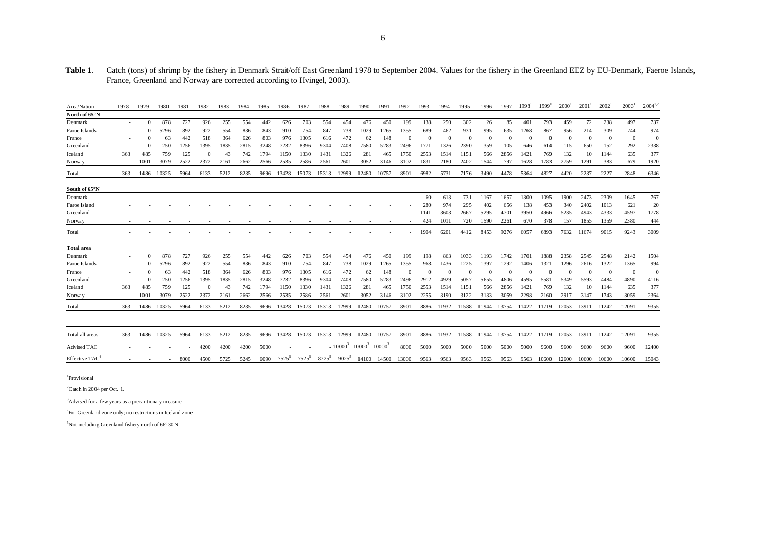**Table 1**. Catch (tons) of shrimp by the fishery in Denmark Strait/off East Greenland 1978 to September 2004. Values for the fishery in the Greenland EEZ by EU-Denmark, Faeroe Islands, France, Greenland and Norway are corrected according to Hvingel, 2003).

| Area/Nation | 1978 | 1979 | 1980 | 1981 | 1982 | 1983 | 1984 | 1985 | 1986 | 1987 | 1988 | 1989 | 1990 | 1991 | 1992 | 1993 | 1994 | 1995 | 1996 | 1997 | 1998[1] | 1999[1] | 2000[1] | 2001[1] | 2002[1] | 2003[1] | 2004[1,2] |
|---|---|---|---|---|---|---|---|---|---|---|---|---|---|---|---|---|---|---|---|---|---|---|---|---|---|---|---|
| **North of 65°N** | | | | | | | | | | | | | | | | | | | | | | | | | | | |
| Denmark | - | 0 | 878 | 727 | 926 | 255 | 554 | 442 | 626 | 703 | 554 | 454 | 476 | 450 | 199 | 138 | 250 | 302 | 26 | 85 | 401 | 793 | 459 | 72 | 238 | 497 | 737 |
| Faroe Islands | - | 0 | 5296 | 892 | 922 | 554 | 836 | 843 | 910 | 754 | 847 | 738 | 1029 | 1265 | 1355 | 689 | 462 | 931 | 995 | 635 | 1268 | 867 | 956 | 214 | 309 | 744 | 974 |
| France | - | 0 | 63 | 442 | 518 | 364 | 626 | 803 | 976 | 1305 | 616 | 472 | 62 | 148 | 0 | 0 | 0 | 0 | 0 | 0 | 0 | 0 | 0 | 0 | 0 | 0 | 0 |
| Greenland | - | 0 | 250 | 1256 | 1395 | 1835 | 2815 | 3248 | 7232 | 8396 | 9304 | 7408 | 7580 | 5283 | 2496 | 1771 | 1326 | 2390 | 359 | 105 | 646 | 614 | 115 | 650 | 152 | 292 | 2338 |
| Iceland | 363 | 485 | 759 | 125 | 0 | 43 | 742 | 1794 | 1150 | 1330 | 1431 | 1326 | 281 | 465 | 1750 | 2553 | 1514 | 1151 | 566 | 2856 | 1421 | 769 | 132 | 10 | 1144 | 635 | 377 |
| Norway | - | 1001 | 3079 | 2522 | 2372 | 2161 | 2662 | 2566 | 2535 | 2586 | 2561 | 2601 | 3052 | 3146 | 3102 | 1831 | 2180 | 2402 | 1544 | 797 | 1628 | 1783 | 2759 | 1291 | 383 | 679 | 1920 |
| Total | 363 | 1486 | 10325 | 5964 | 6133 | 5212 | 8235 | 9696 | 13428 | 15073 | 15313 | 12999 | 12480 | 10757 | 8901 | 6982 | 5731 | 7176 | 3490 | 4478 | 5364 | 4827 | 4420 | 2237 | 2227 | 2848 | 6346 |
| **South of 65°N** | | | | | | | | | | | | | | | | | | | | | | | | | | | |
| Denmark | - | - | - | - | - | - | - | - | - | - | - | - | - | - | - | 60 | 613 | 731 | 1167 | 1657 | 1300 | 1095 | 1900 | 2473 | 2309 | 1645 | 767 |
| Faroe Island | - | - | - | - | - | - | - | - | - | - | - | - | - | - | - | 280 | 974 | 295 | 402 | 656 | 138 | 453 | 340 | 2402 | 1013 | 621 | 20 |
| Greenland | - | - | - | - | - | - | - | - | - | - | - | - | - | - | - | 1141 | 3603 | 2667 | 5295 | 4701 | 3950 | 4966 | 5235 | 4943 | 4333 | 4597 | 1778 |
| Norway | - | - | - | - | - | - | - | - | - | - | - | - | - | - | - | 424 | 1011 | 720 | 1590 | 2261 | 670 | 378 | 157 | 1855 | 1359 | 2380 | 444 |
| Total | - | - | - | - | - | - | - | - | - | - | - | - | - | - | - | 1904 | 6201 | 4412 | 8453 | 9276 | 6057 | 6893 | 7632 | 11674 | 9015 | 9243 | 3009 |
| **Total area** | | | | | | | | | | | | | | | | | | | | | | | | | | | |
| Denmark | - | 0 | 878 | 727 | 926 | 255 | 554 | 442 | 626 | 703 | 554 | 454 | 476 | 450 | 199 | 198 | 863 | 1033 | 1193 | 1742 | 1701 | 1888 | 2358 | 2545 | 2548 | 2142 | 1504 |
| Faroe Islands | - | 0 | 5296 | 892 | 922 | 554 | 836 | 843 | 910 | 754 | 847 | 738 | 1029 | 1265 | 1355 | 968 | 1436 | 1225 | 1397 | 1292 | 1406 | 1321 | 1296 | 2616 | 1322 | 1365 | 994 |
| France | - | 0 | 63 | 442 | 518 | 364 | 626 | 803 | 976 | 1305 | 616 | 472 | 62 | 148 | 0 | 0 | 0 | 0 | 0 | 0 | 0 | 0 | 0 | 0 | 0 | 0 | 0 |
| Greenland | - | 0 | 250 | 1256 | 1395 | 1835 | 2815 | 3248 | 7232 | 8396 | 9304 | 7408 | 7580 | 5283 | 2496 | 2912 | 4929 | 5057 | 5655 | 4806 | 4595 | 5581 | 5349 | 5593 | 4484 | 4890 | 4116 |
| Iceland | 363 | 485 | 759 | 125 | 0 | 43 | 742 | 1794 | 1150 | 1330 | 1431 | 1326 | 281 | 465 | 1750 | 2553 | 1514 | 1151 | 566 | 2856 | 1421 | 769 | 132 | 10 | 1144 | 635 | 377 |
| Norway | - | 1001 | 3079 | 2522 | 2372 | 2161 | 2662 | 2566 | 2535 | 2586 | 2561 | 2601 | 3052 | 3146 | 3102 | 2255 | 3190 | 3122 | 3133 | 3059 | 2298 | 2160 | 2917 | 3147 | 1743 | 3059 | 2364 |
| Total | 363 | 1486 | 10325 | 5964 | 6133 | 5212 | 8235 | 9696 | 13428 | 15073 | 15313 | 12999 | 12480 | 10757 | 8901 | 8886 | 11932 | 11588 | 11944 | 13754 | 11422 | 11719 | 12053 | 13911 | 11242 | 12091 | 9355 |
| | | | | | | | | | | | | | | | | | | | | | | | | | | | |
| Total all areas | 363 | 1486 | 10325 | 5964 | 6133 | 5212 | 8235 | 9696 | 13428 | 15073 | 15313 | 12999 | 12480 | 10757 | 8901 | 8886 | 11932 | 11588 | 11944 | 13754 | 11422 | 11719 | 12053 | 13911 | 11242 | 12091 | 9355 |
| Advised TAC | - | - | - | - | 4200 | 4200 | 4200 | 5000 | - | - | - | 10000[3] | 10000[3] | 10000[3] | 8000 | 5000 | 5000 | 5000 | 5000 | 5000 | 5000 | 9600 | 9600 | 9600 | 9600 | 9600 | 12400 |
| Effective TAC[4] | - | - | - | 8000 | 4500 | 5725 | 5245 | 6090 | 7525[5] | 7525[5] | 8725[5] | 9025[5] | 14100 | 14500 | 13000 | 9563 | 9563 | 9563 | 9563 | 9563 | 9563 | 10600 | 12600 | 10600 | 10600 | 10600 | 15043 |

[1]Provisional

[2]Catch in 2004 per Oct. 1.

[3]Advised for a few years as a precautionary measure

[4]For Greenland zone only; no restrictions in Iceland zone

[5]Not including Greenland fishery north of 66°30'N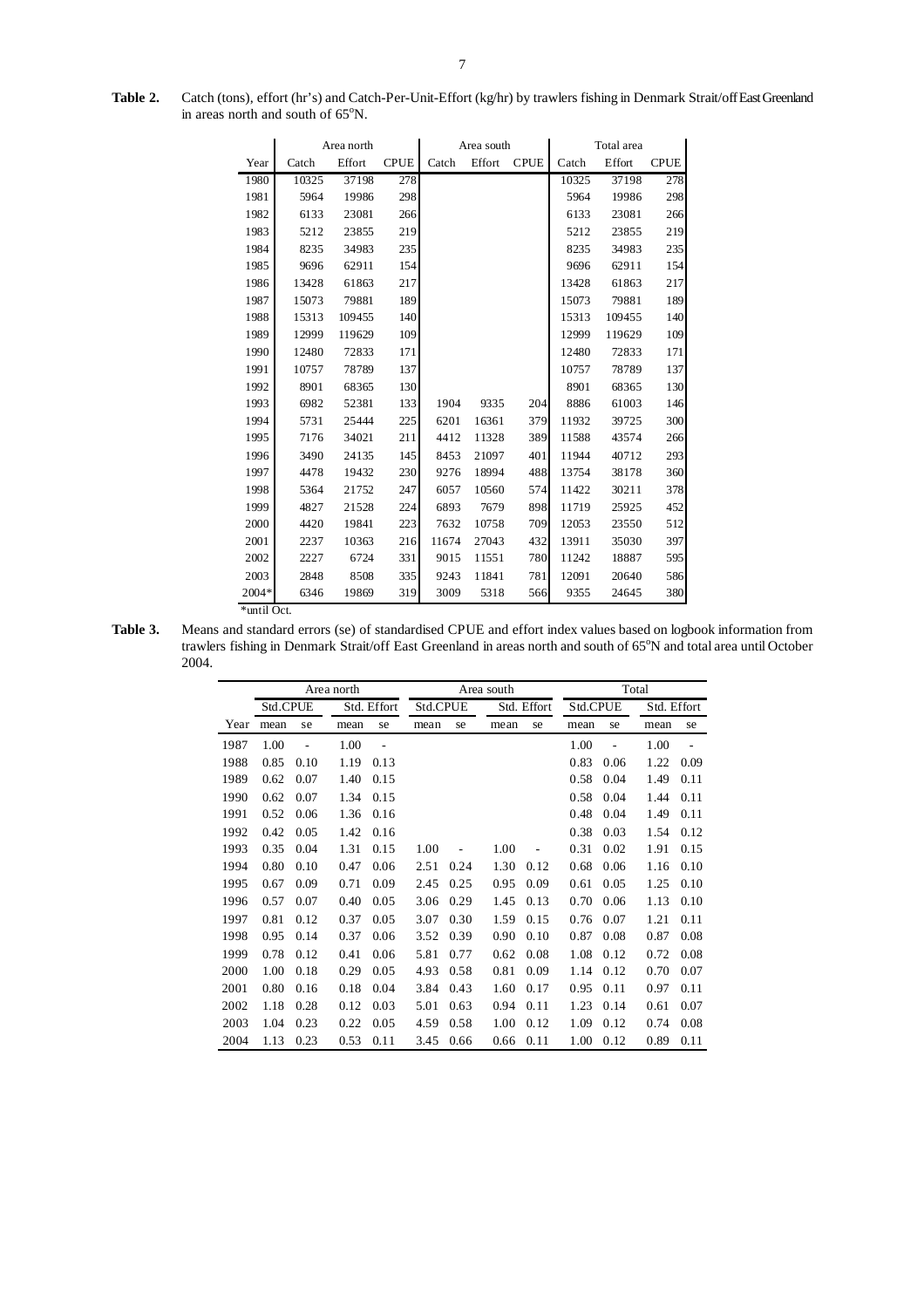**Table 2.** Catch (tons), effort (hr's) and Catch-Per-Unit-Effort (kg/hr) by trawlers fishing in Denmark Strait/off East Greenland in areas north and south of 65°N.

| Year | Area north | | | Area south | | | Total area | | |
|---|---|---|---|---|---|---|---|---|---|
| | Catch | Effort | CPUE | Catch | Effort | CPUE | Catch | Effort | CPUE |
| 1980 | 10325 | 37198 | 278 | | | | 10325 | 37198 | 278 |
| 1981 | 5964 | 19986 | 298 | | | | 5964 | 19986 | 298 |
| 1982 | 6133 | 23081 | 266 | | | | 6133 | 23081 | 266 |
| 1983 | 5212 | 23855 | 219 | | | | 5212 | 23855 | 219 |
| 1984 | 8235 | 34983 | 235 | | | | 8235 | 34983 | 235 |
| 1985 | 9696 | 62911 | 154 | | | | 9696 | 62911 | 154 |
| 1986 | 13428 | 61863 | 217 | | | | 13428 | 61863 | 217 |
| 1987 | 15073 | 79881 | 189 | | | | 15073 | 79881 | 189 |
| 1988 | 15313 | 109455 | 140 | | | | 15313 | 109455 | 140 |
| 1989 | 12999 | 119629 | 109 | | | | 12999 | 119629 | 109 |
| 1990 | 12480 | 72833 | 171 | | | | 12480 | 72833 | 171 |
| 1991 | 10757 | 78789 | 137 | | | | 10757 | 78789 | 137 |
| 1992 | 8901 | 68365 | 130 | | | | 8901 | 68365 | 130 |
| 1993 | 6982 | 52381 | 133 | 1904 | 9335 | 204 | 8886 | 61003 | 146 |
| 1994 | 5731 | 25444 | 225 | 6201 | 16361 | 379 | 11932 | 39725 | 300 |
| 1995 | 7176 | 34021 | 211 | 4412 | 11328 | 389 | 11588 | 43574 | 266 |
| 1996 | 3490 | 24135 | 145 | 8453 | 21097 | 401 | 11944 | 40712 | 293 |
| 1997 | 4478 | 19432 | 230 | 9276 | 18994 | 488 | 13754 | 38178 | 360 |
| 1998 | 5364 | 21752 | 247 | 6057 | 10560 | 574 | 11422 | 30211 | 378 |
| 1999 | 4827 | 21528 | 224 | 6893 | 7679 | 898 | 11719 | 25925 | 452 |
| 2000 | 4420 | 19841 | 223 | 7632 | 10758 | 709 | 12053 | 23550 | 512 |
| 2001 | 2237 | 10363 | 216 | 11674 | 27043 | 432 | 13911 | 35030 | 397 |
| 2002 | 2227 | 6724 | 331 | 9015 | 11551 | 780 | 11242 | 18887 | 595 |
| 2003 | 2848 | 8508 | 335 | 9243 | 11841 | 781 | 12091 | 20640 | 586 |
| 2004* | 6346 | 19869 | 319 | 3009 | 5318 | 566 | 9355 | 24645 | 380 |

*until Oct.

**Table 3.** Means and standard errors (se) of standardised CPUE and effort index values based on logbook information from trawlers fishing in Denmark Strait/off East Greenland in areas north and south of 65°N and total area until October 2004.

| Year | Area north | | | | Area south | | | | Total | | | |
|---|---|---|---|---|---|---|---|---|---|---|---|---|
| | Std.CPUE | | Std. Effort | | Std.CPUE | | Std. Effort | | Std.CPUE | | Std. Effort | |
| | mean | se | mean | se | mean | se | mean | se | mean | se | mean | se |
| 1987 | 1.00 | - | 1.00 | - | | | | | 1.00 | - | 1.00 | - |
| 1988 | 0.85 | 0.10 | 1.19 | 0.13 | | | | | 0.83 | 0.06 | 1.22 | 0.09 |
| 1989 | 0.62 | 0.07 | 1.40 | 0.15 | | | | | 0.58 | 0.04 | 1.49 | 0.11 |
| 1990 | 0.62 | 0.07 | 1.34 | 0.15 | | | | | 0.58 | 0.04 | 1.44 | 0.11 |
| 1991 | 0.52 | 0.06 | 1.36 | 0.16 | | | | | 0.48 | 0.04 | 1.49 | 0.11 |
| 1992 | 0.42 | 0.05 | 1.42 | 0.16 | | | | | 0.38 | 0.03 | 1.54 | 0.12 |
| 1993 | 0.35 | 0.04 | 1.31 | 0.15 | 1.00 | - | 1.00 | - | 0.31 | 0.02 | 1.91 | 0.15 |
| 1994 | 0.80 | 0.10 | 0.47 | 0.06 | 2.51 | 0.24 | 1.30 | 0.12 | 0.68 | 0.06 | 1.16 | 0.10 |
| 1995 | 0.67 | 0.09 | 0.71 | 0.09 | 2.45 | 0.25 | 0.95 | 0.09 | 0.61 | 0.05 | 1.25 | 0.10 |
| 1996 | 0.57 | 0.07 | 0.40 | 0.05 | 3.06 | 0.29 | 1.45 | 0.13 | 0.70 | 0.06 | 1.13 | 0.10 |
| 1997 | 0.81 | 0.12 | 0.37 | 0.05 | 3.07 | 0.30 | 1.59 | 0.15 | 0.76 | 0.07 | 1.21 | 0.11 |
| 1998 | 0.95 | 0.14 | 0.37 | 0.06 | 3.52 | 0.39 | 0.90 | 0.10 | 0.87 | 0.08 | 0.87 | 0.08 |
| 1999 | 0.78 | 0.12 | 0.41 | 0.06 | 5.81 | 0.77 | 0.62 | 0.08 | 1.08 | 0.12 | 0.72 | 0.08 |
| 2000 | 1.00 | 0.18 | 0.29 | 0.05 | 4.93 | 0.58 | 0.81 | 0.09 | 1.14 | 0.12 | 0.70 | 0.07 |
| 2001 | 0.80 | 0.16 | 0.18 | 0.04 | 3.84 | 0.43 | 1.60 | 0.17 | 0.95 | 0.11 | 0.97 | 0.11 |
| 2002 | 1.18 | 0.28 | 0.12 | 0.03 | 5.01 | 0.63 | 0.94 | 0.11 | 1.23 | 0.14 | 0.61 | 0.07 |
| 2003 | 1.04 | 0.23 | 0.22 | 0.05 | 4.59 | 0.58 | 1.00 | 0.12 | 1.09 | 0.12 | 0.74 | 0.08 |
| 2004 | 1.13 | 0.23 | 0.53 | 0.11 | 3.45 | 0.66 | 0.66 | 0.11 | 1.00 | 0.12 | 0.89 | 0.11 |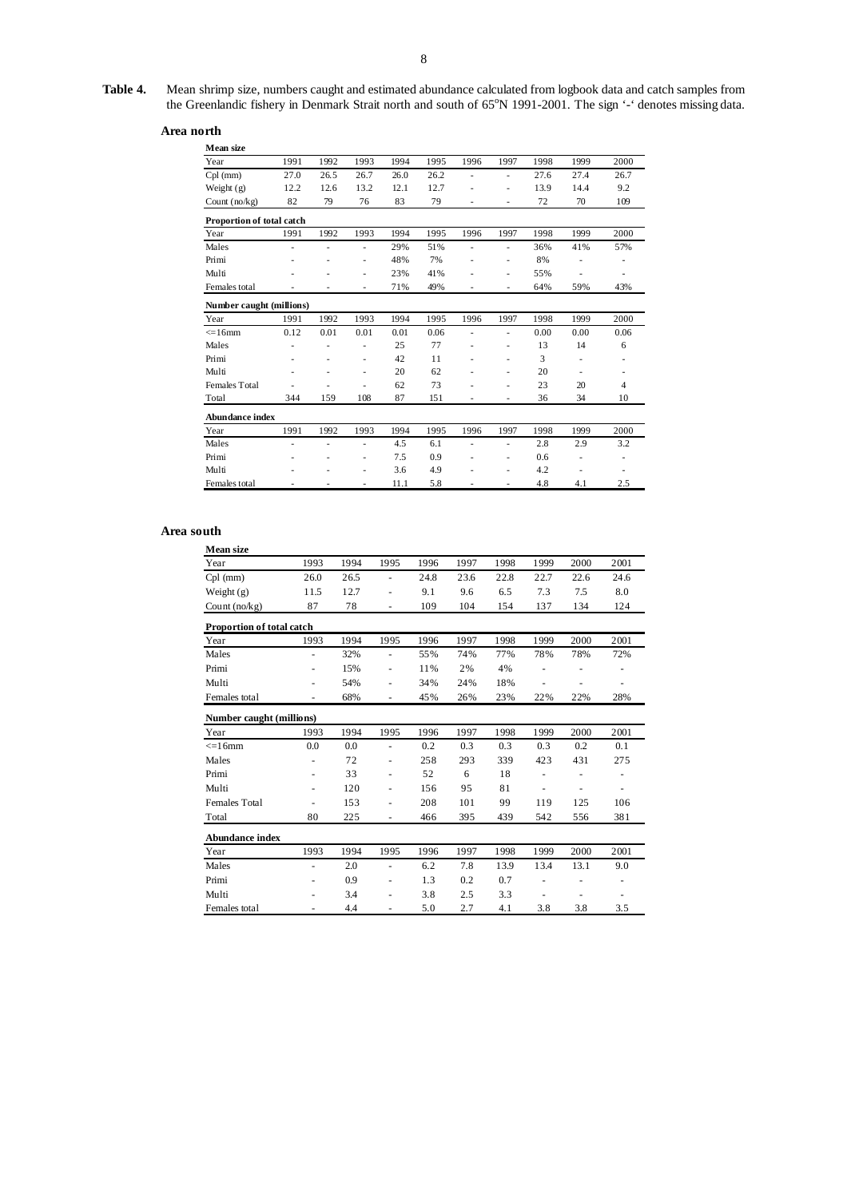**Table 4.** Mean shrimp size, numbers caught and estimated abundance calculated from logbook data and catch samples from the Greenlandic fishery in Denmark Strait north and south of 65°N 1991-2001. The sign '-' denotes missing data.

### Area north

**Mean size**

| Year | 1991 | 1992 | 1993 | 1994 | 1995 | 1996 | 1997 | 1998 | 1999 | 2000 |
|---|---|---|---|---|---|---|---|---|---|---|
| Cpl (mm) | 27.0 | 26.5 | 26.7 | 26.0 | 26.2 | - | - | 27.6 | 27.4 | 26.7 |
| Weight (g) | 12.2 | 12.6 | 13.2 | 12.1 | 12.7 | - | - | 13.9 | 14.4 | 9.2 |
| Count (no/kg) | 82 | 79 | 76 | 83 | 79 | - | - | 72 | 70 | 109 |

**Proportion of total catch**

| Year | 1991 | 1992 | 1993 | 1994 | 1995 | 1996 | 1997 | 1998 | 1999 | 2000 |
|---|---|---|---|---|---|---|---|---|---|---|
| Males | - | - | - | 29% | 51% | - | - | 36% | 41% | 57% |
| Primi | - | - | - | 48% | 7% | - | - | 8% | - | - |
| Multi | - | - | - | 23% | 41% | - | - | 55% | - | - |
| Females total | - | - | - | 71% | 49% | - | - | 64% | 59% | 43% |

**Number caught (millions)**

| Year | 1991 | 1992 | 1993 | 1994 | 1995 | 1996 | 1997 | 1998 | 1999 | 2000 |
|---|---|---|---|---|---|---|---|---|---|---|
| <=16mm | 0.12 | 0.01 | 0.01 | 0.01 | 0.06 | - | - | 0.00 | 0.00 | 0.06 |
| Males | - | - | - | 25 | 77 | - | - | 13 | 14 | 6 |
| Primi | - | - | - | 42 | 11 | - | - | 3 | - | - |
| Multi | - | - | - | 20 | 62 | - | - | 20 | - | - |
| Females Total | - | - | - | 62 | 73 | - | - | 23 | 20 | 4 |
| Total | 344 | 159 | 108 | 87 | 151 | - | - | 36 | 34 | 10 |

**Abundance index**

| Year | 1991 | 1992 | 1993 | 1994 | 1995 | 1996 | 1997 | 1998 | 1999 | 2000 |
|---|---|---|---|---|---|---|---|---|---|---|
| Males | - | - | - | 4.5 | 6.1 | - | - | 2.8 | 2.9 | 3.2 |
| Primi | - | - | - | 7.5 | 0.9 | - | - | 0.6 | - | - |
| Multi | - | - | - | 3.6 | 4.9 | - | - | 4.2 | - | - |
| Females total | - | - | - | 11.1 | 5.8 | - | - | 4.8 | 4.1 | 2.5 |

### Area south

**Mean size**

| Year | 1993 | 1994 | 1995 | 1996 | 1997 | 1998 | 1999 | 2000 | 2001 |
|---|---|---|---|---|---|---|---|---|---|
| Cpl (mm) | 26.0 | 26.5 | - | 24.8 | 23.6 | 22.8 | 22.7 | 22.6 | 24.6 |
| Weight (g) | 11.5 | 12.7 | - | 9.1 | 9.6 | 6.5 | 7.3 | 7.5 | 8.0 |
| Count (no/kg) | 87 | 78 | - | 109 | 104 | 154 | 137 | 134 | 124 |

**Proportion of total catch**

| Year | 1993 | 1994 | 1995 | 1996 | 1997 | 1998 | 1999 | 2000 | 2001 |
|---|---|---|---|---|---|---|---|---|---|
| Males | - | 32% | - | 55% | 74% | 77% | 78% | 78% | 72% |
| Primi | - | 15% | - | 11% | 2% | 4% | - | - | - |
| Multi | - | 54% | - | 34% | 24% | 18% | - | - | - |
| Females total | - | 68% | - | 45% | 26% | 23% | 22% | 22% | 28% |

**Number caught (millions)**

| Year | 1993 | 1994 | 1995 | 1996 | 1997 | 1998 | 1999 | 2000 | 2001 |
|---|---|---|---|---|---|---|---|---|---|
| <=16mm | 0.0 | 0.0 | - | 0.2 | 0.3 | 0.3 | 0.3 | 0.2 | 0.1 |
| Males | - | 72 | - | 258 | 293 | 339 | 423 | 431 | 275 |
| Primi | - | 33 | - | 52 | 6 | 18 | - | - | - |
| Multi | - | 120 | - | 156 | 95 | 81 | - | - | - |
| Females Total | - | 153 | - | 208 | 101 | 99 | 119 | 125 | 106 |
| Total | 80 | 225 | - | 466 | 395 | 439 | 542 | 556 | 381 |

**Abundance index**

| Year | 1993 | 1994 | 1995 | 1996 | 1997 | 1998 | 1999 | 2000 | 2001 |
|---|---|---|---|---|---|---|---|---|---|
| Males | - | 2.0 | - | 6.2 | 7.8 | 13.9 | 13.4 | 13.1 | 9.0 |
| Primi | - | 0.9 | - | 1.3 | 0.2 | 0.7 | - | - | - |
| Multi | - | 3.4 | - | 3.8 | 2.5 | 3.3 | - | - | - |
| Females total | - | 4.4 | - | 5.0 | 2.7 | 4.1 | 3.8 | 3.8 | 3.5 |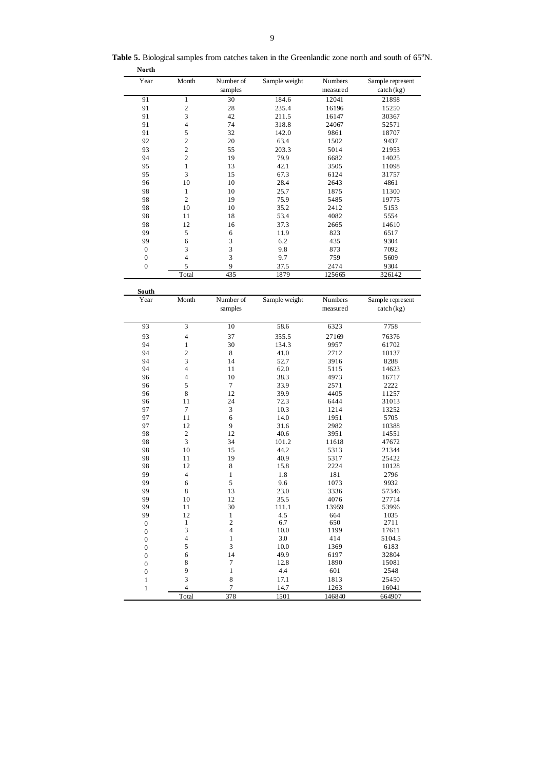**Table 5.** Biological samples from catches taken in the Greenlandic zone north and south of 65°N.

**North**

| Year | Month | Number of samples | Sample weight | Numbers measured | Sample represent catch (kg) |
|---|---|---|---|---|---|
| 91 | 1 | 30 | 184.6 | 12041 | 21898 |
| 91 | 2 | 28 | 235.4 | 16196 | 15250 |
| 91 | 3 | 42 | 211.5 | 16147 | 30367 |
| 91 | 4 | 74 | 318.8 | 24067 | 52571 |
| 91 | 5 | 32 | 142.0 | 9861 | 18707 |
| 92 | 2 | 20 | 63.4 | 1502 | 9437 |
| 93 | 2 | 55 | 203.3 | 5014 | 21953 |
| 94 | 2 | 19 | 79.9 | 6682 | 14025 |
| 95 | 1 | 13 | 42.1 | 3505 | 11098 |
| 95 | 3 | 15 | 67.3 | 6124 | 31757 |
| 96 | 10 | 10 | 28.4 | 2643 | 4861 |
| 98 | 1 | 10 | 25.7 | 1875 | 11300 |
| 98 | 2 | 19 | 75.9 | 5485 | 19775 |
| 98 | 10 | 10 | 35.2 | 2412 | 5153 |
| 98 | 11 | 18 | 53.4 | 4082 | 5554 |
| 98 | 12 | 16 | 37.3 | 2665 | 14610 |
| 99 | 5 | 6 | 11.9 | 823 | 6517 |
| 99 | 6 | 3 | 6.2 | 435 | 9304 |
| 0 | 3 | 3 | 9.8 | 873 | 7092 |
| 0 | 4 | 3 | 9.7 | 759 | 5609 |
| 0 | 5 | 9 | 37.5 | 2474 | 9304 |
| | Total | 435 | 1879 | 125665 | 326142 |

**South**

| Year | Month | Number of samples | Sample weight | Numbers measured | Sample represent catch (kg) |
|---|---|---|---|---|---|
| 93 | 3 | 10 | 58.6 | 6323 | 7758 |
| 93 | 4 | 37 | 355.5 | 27169 | 76376 |
| 94 | 1 | 30 | 134.3 | 9957 | 61702 |
| 94 | 2 | 8 | 41.0 | 2712 | 10137 |
| 94 | 3 | 14 | 52.7 | 3916 | 8288 |
| 94 | 4 | 11 | 62.0 | 5115 | 14623 |
| 96 | 4 | 10 | 38.3 | 4973 | 16717 |
| 96 | 5 | 7 | 33.9 | 2571 | 2222 |
| 96 | 8 | 12 | 39.9 | 4405 | 11257 |
| 96 | 11 | 24 | 72.3 | 6444 | 31013 |
| 97 | 7 | 3 | 10.3 | 1214 | 13252 |
| 97 | 11 | 6 | 14.0 | 1951 | 5705 |
| 97 | 12 | 9 | 31.6 | 2982 | 10388 |
| 98 | 2 | 12 | 40.6 | 3951 | 14551 |
| 98 | 3 | 34 | 101.2 | 11618 | 47672 |
| 98 | 10 | 15 | 44.2 | 5313 | 21344 |
| 98 | 11 | 19 | 40.9 | 5317 | 25422 |
| 98 | 12 | 8 | 15.8 | 2224 | 10128 |
| 99 | 4 | 1 | 1.8 | 181 | 2796 |
| 99 | 6 | 5 | 9.6 | 1073 | 9932 |
| 99 | 8 | 13 | 23.0 | 3336 | 57346 |
| 99 | 10 | 12 | 35.5 | 4076 | 27714 |
| 99 | 11 | 30 | 111.1 | 13959 | 53996 |
| 99 | 12 | 1 | 4.5 | 664 | 1035 |
| 0 | 1 | 2 | 6.7 | 650 | 2711 |
| 0 | 3 | 4 | 10.0 | 1199 | 17611 |
| 0 | 4 | 1 | 3.0 | 414 | 5104.5 |
| 0 | 5 | 3 | 10.0 | 1369 | 6183 |
| 0 | 6 | 14 | 49.9 | 6197 | 32804 |
| 0 | 8 | 7 | 12.8 | 1890 | 15081 |
| 0 | 9 | 1 | 4.4 | 601 | 2548 |
| 1 | 3 | 8 | 17.1 | 1813 | 25450 |
| 1 | 4 | 7 | 14.7 | 1263 | 16041 |
| | Total | 378 | 1501 | 146840 | 664907 |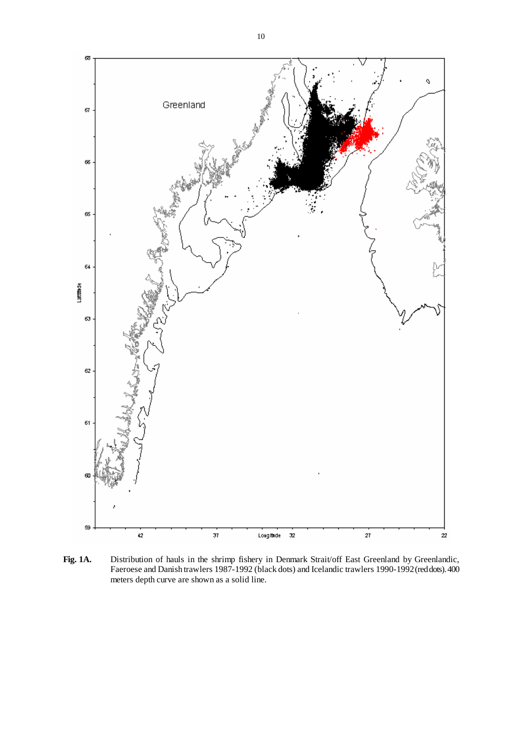**Fig. 1A.** Distribution of hauls in the shrimp fishery in Denmark Strait/off East Greenland by Greenlandic, Faeroese and Danish trawlers 1987-1992 (black dots) and Icelandic trawlers 1990-1992 (red dots). 400 meters depth curve are shown as a solid line.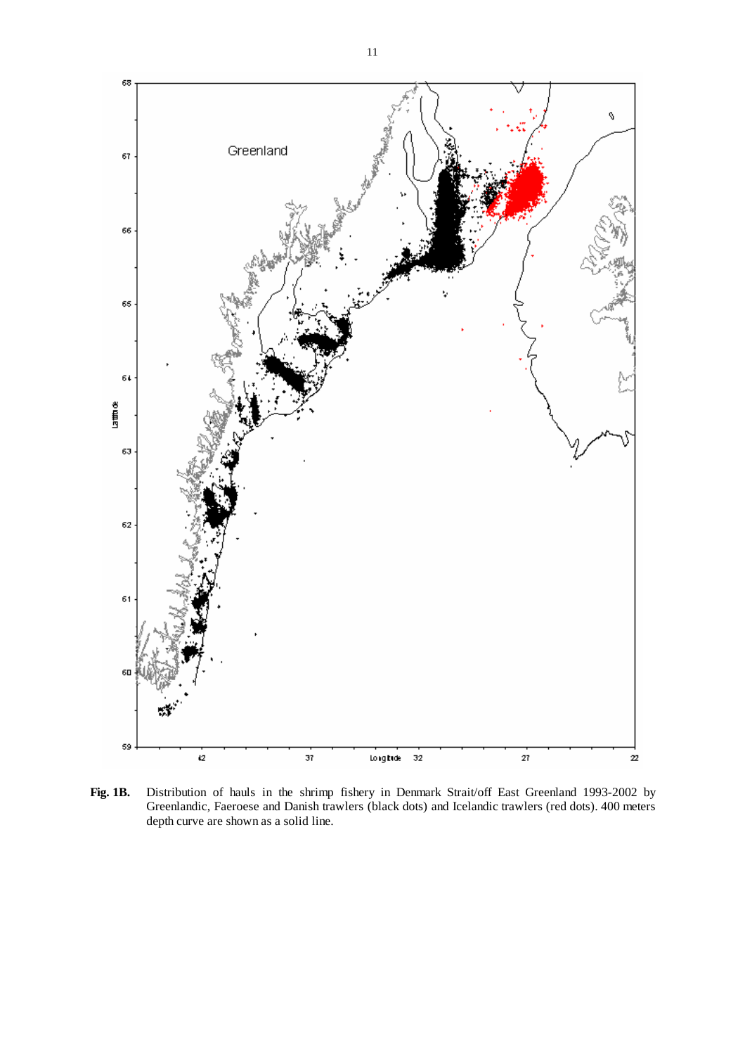**Fig. 1B.** Distribution of hauls in the shrimp fishery in Denmark Strait/off East Greenland 1993-2002 by Greenlandic, Faeroese and Danish trawlers (black dots) and Icelandic trawlers (red dots). 400 meters depth curve are shown as a solid line.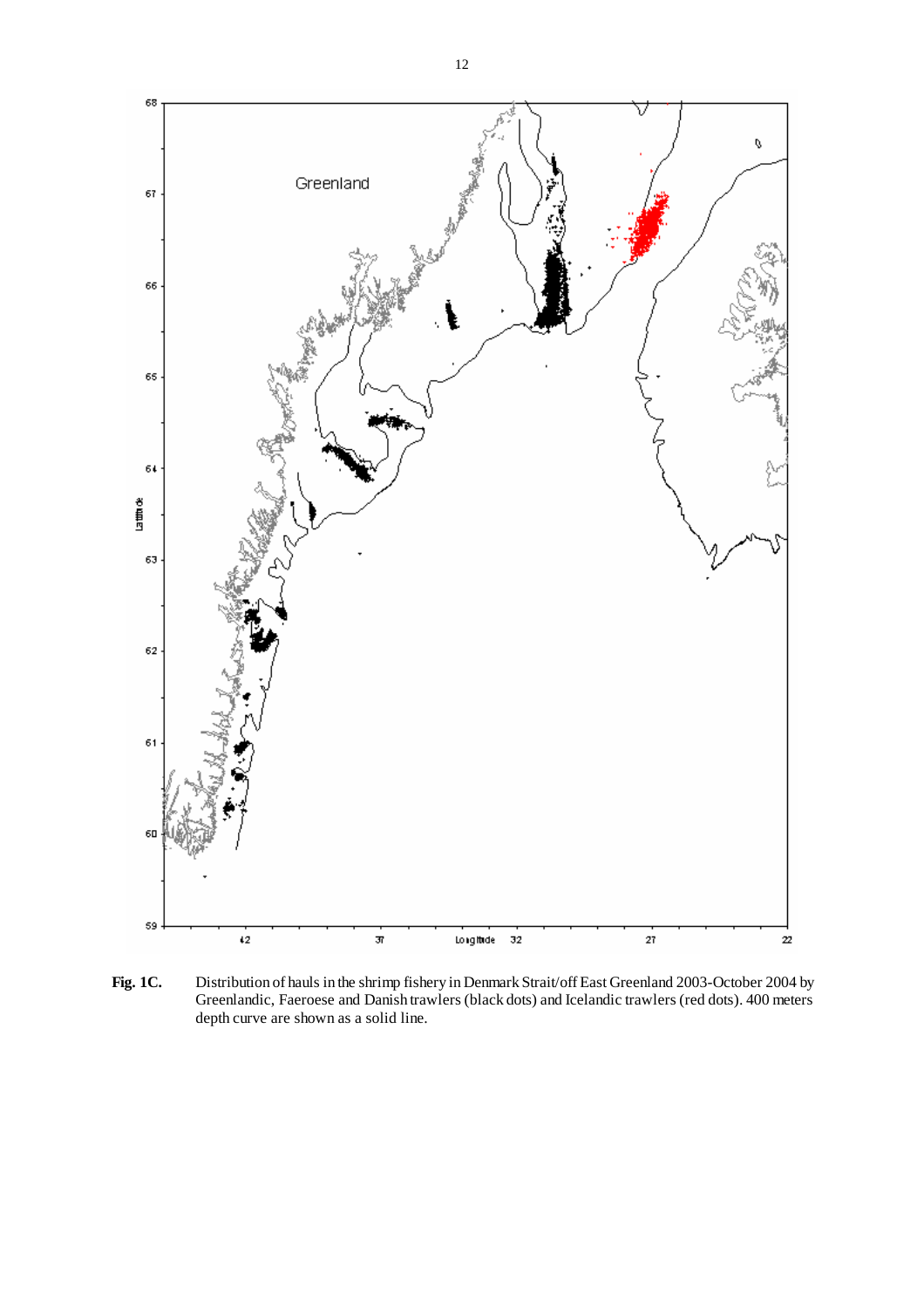**Fig. 1C.** Distribution of hauls in the shrimp fishery in Denmark Strait/off East Greenland 2003-October 2004 by Greenlandic, Faeroese and Danish trawlers (black dots) and Icelandic trawlers (red dots). 400 meters depth curve are shown as a solid line.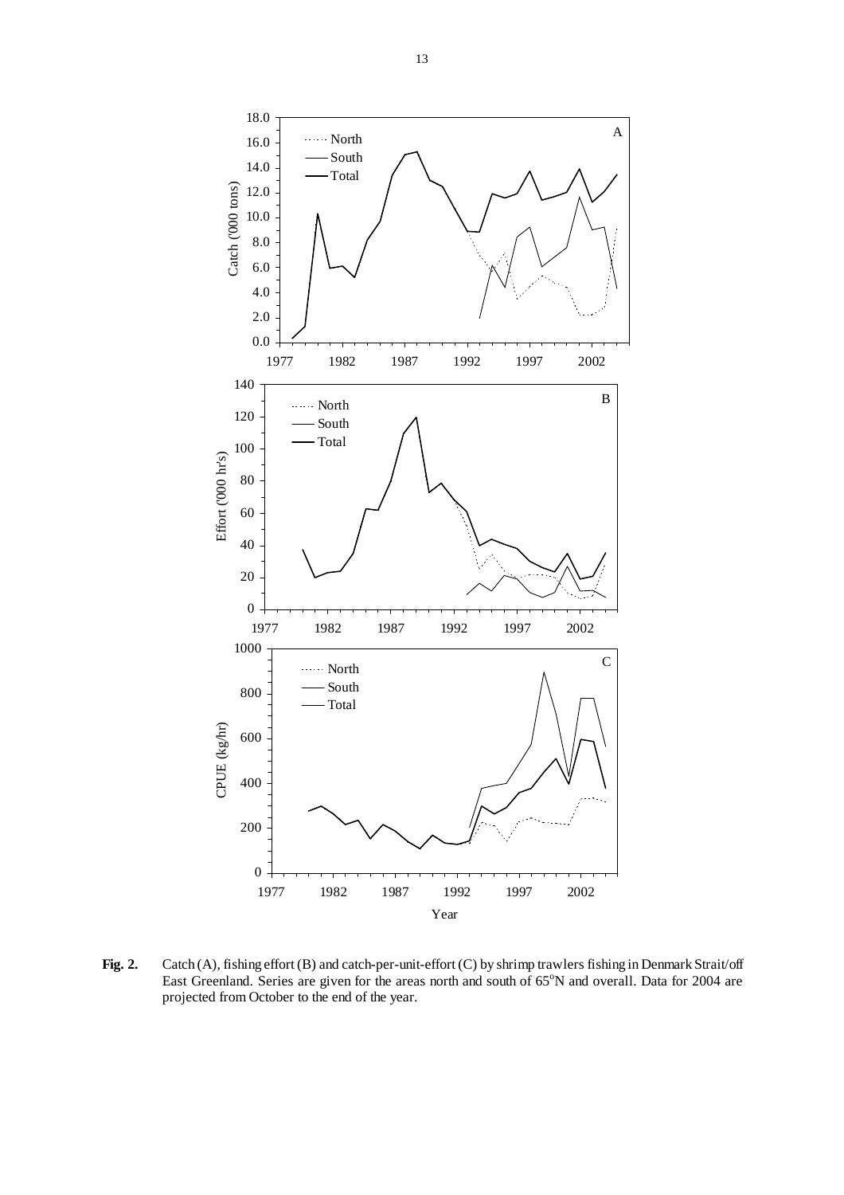**Fig. 2.** Catch (A), fishing effort (B) and catch-per-unit-effort (C) by shrimp trawlers fishing in Denmark Strait/off East Greenland. Series are given for the areas north and south of 65°N and overall. Data for 2004 are projected from October to the end of the year.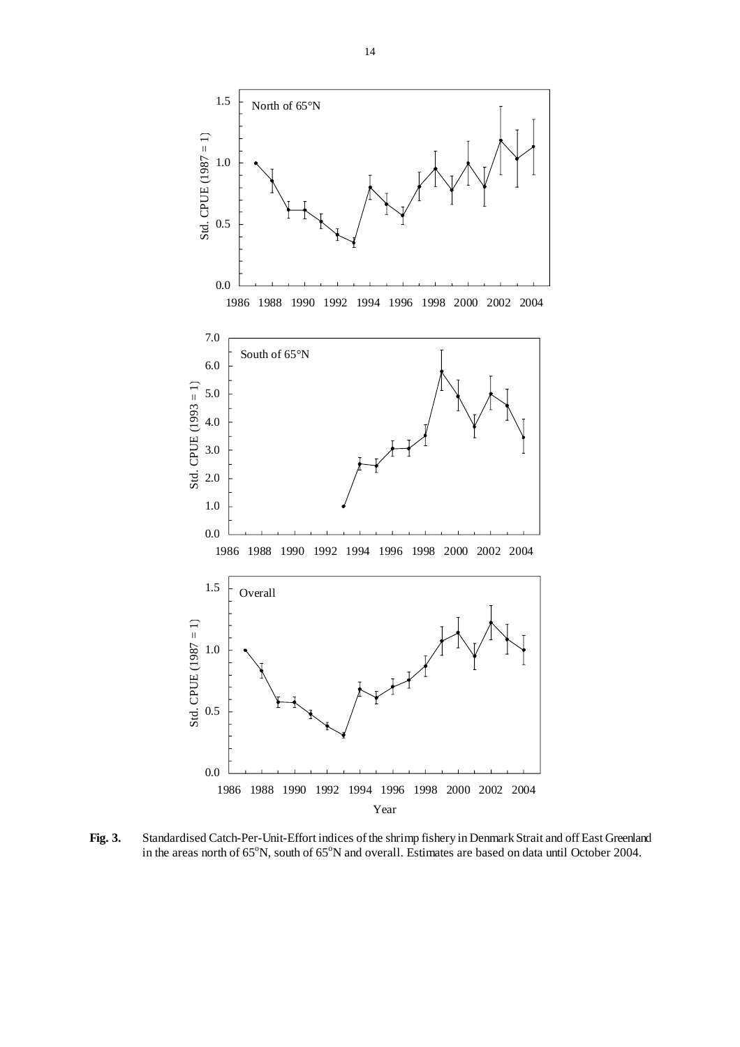**Fig. 3.** Standardised Catch-Per-Unit-Effort indices of the shrimp fishery in Denmark Strait and off East Greenland in the areas north of 65°N, south of 65°N and overall. Estimates are based on data until October 2004.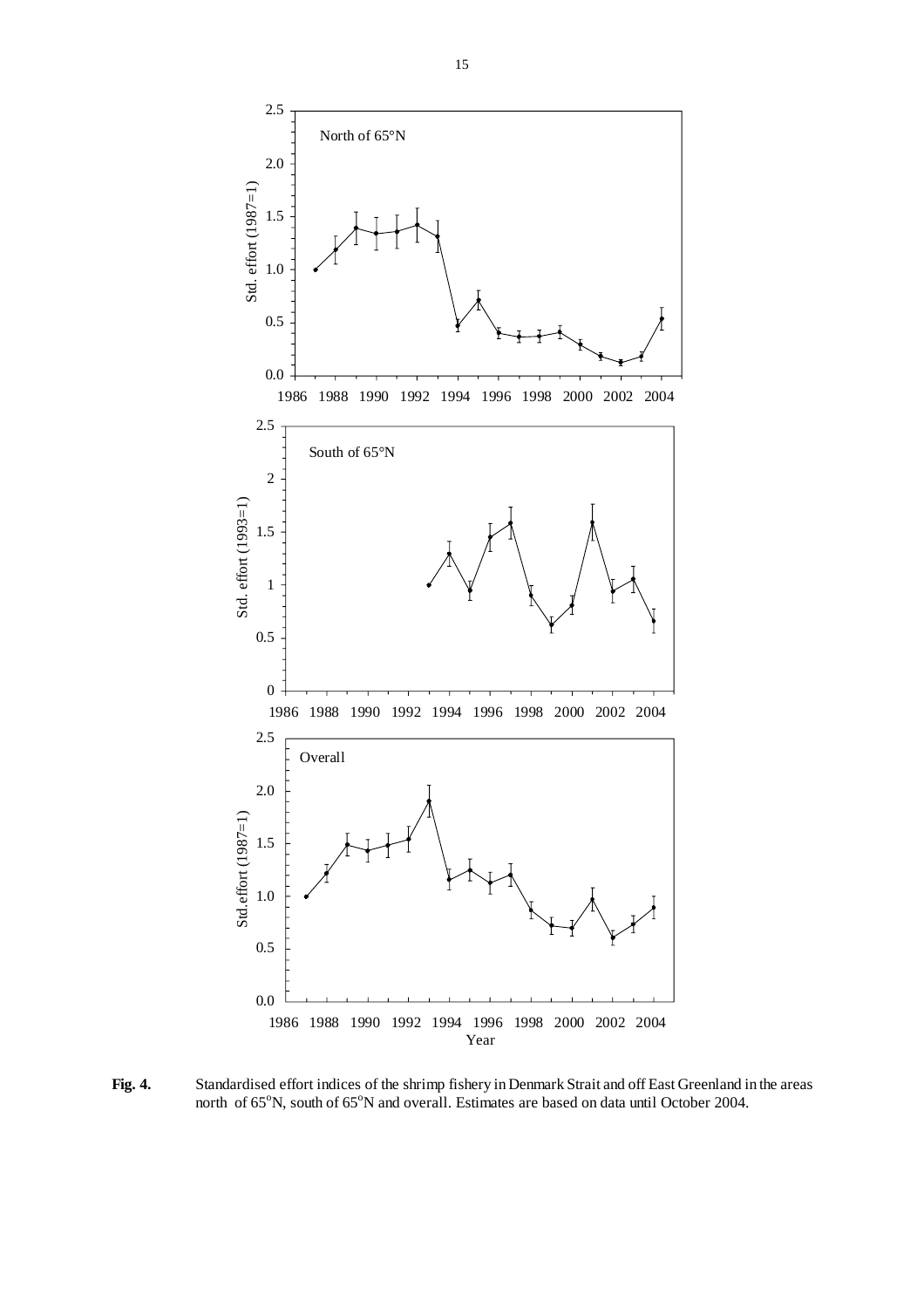**Fig. 4.** Standardised effort indices of the shrimp fishery in Denmark Strait and off East Greenland in the areas north of 65°N, south of 65°N and overall. Estimates are based on data until October 2004.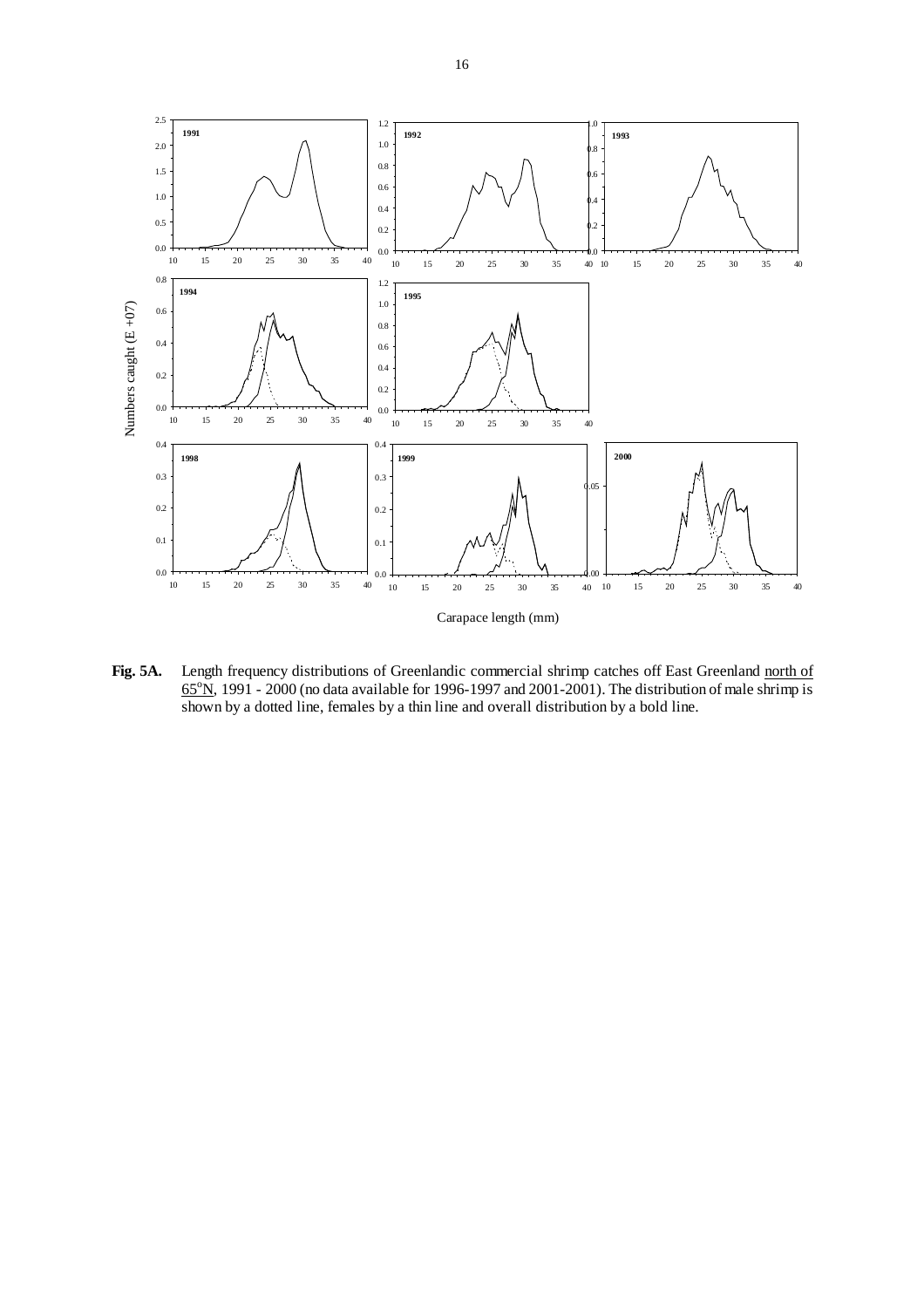**Fig. 5A.** Length frequency distributions of Greenlandic commercial shrimp catches off East Greenland north of 65°N, 1991 - 2000 (no data available for 1996-1997 and 2001-2001). The distribution of male shrimp is shown by a dotted line, females by a thin line and overall distribution by a bold line.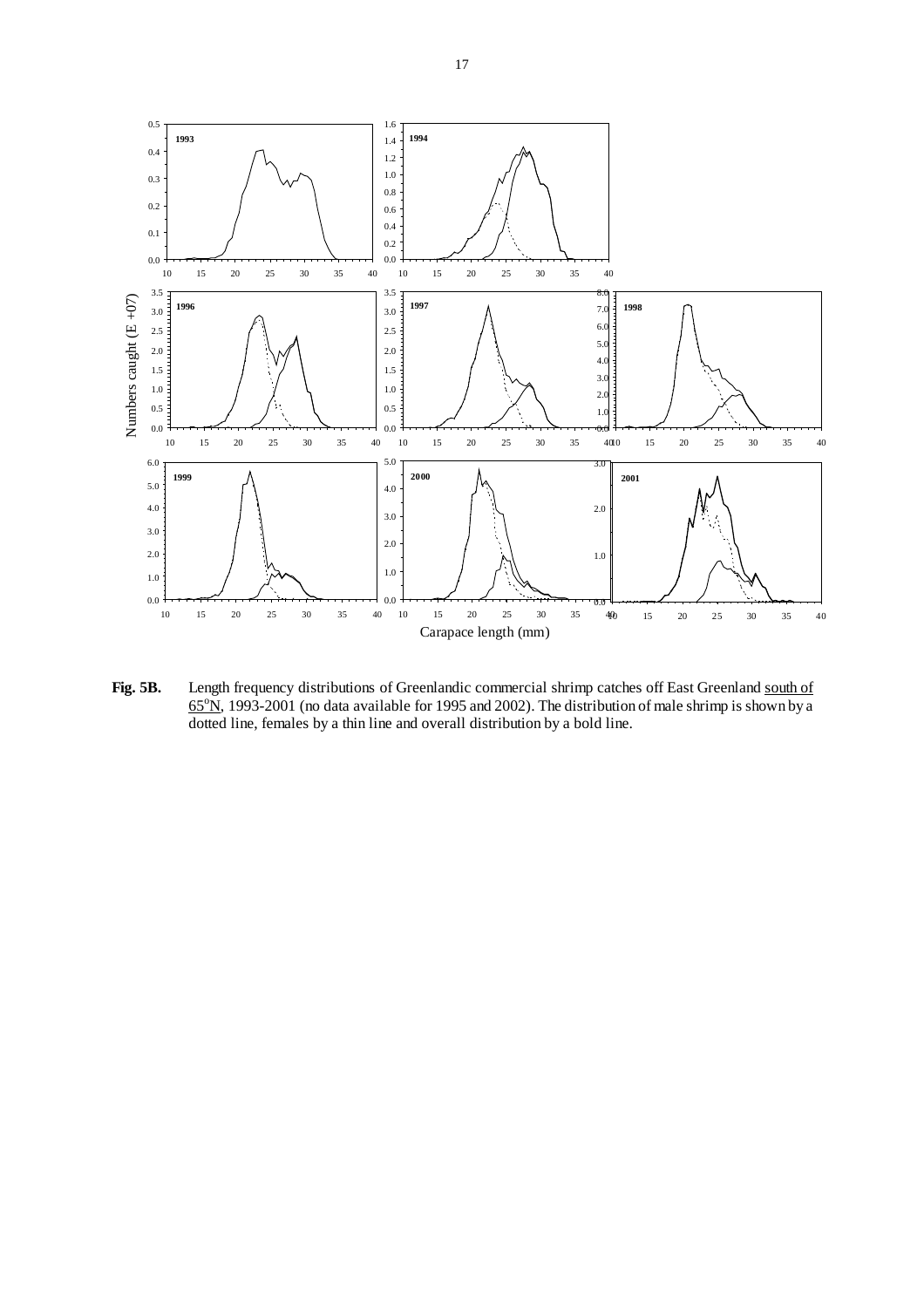**Fig. 5B.** Length frequency distributions of Greenlandic commercial shrimp catches off East Greenland south of 65°N, 1993-2001 (no data available for 1995 and 2002). The distribution of male shrimp is shown by a dotted line, females by a thin line and overall distribution by a bold line.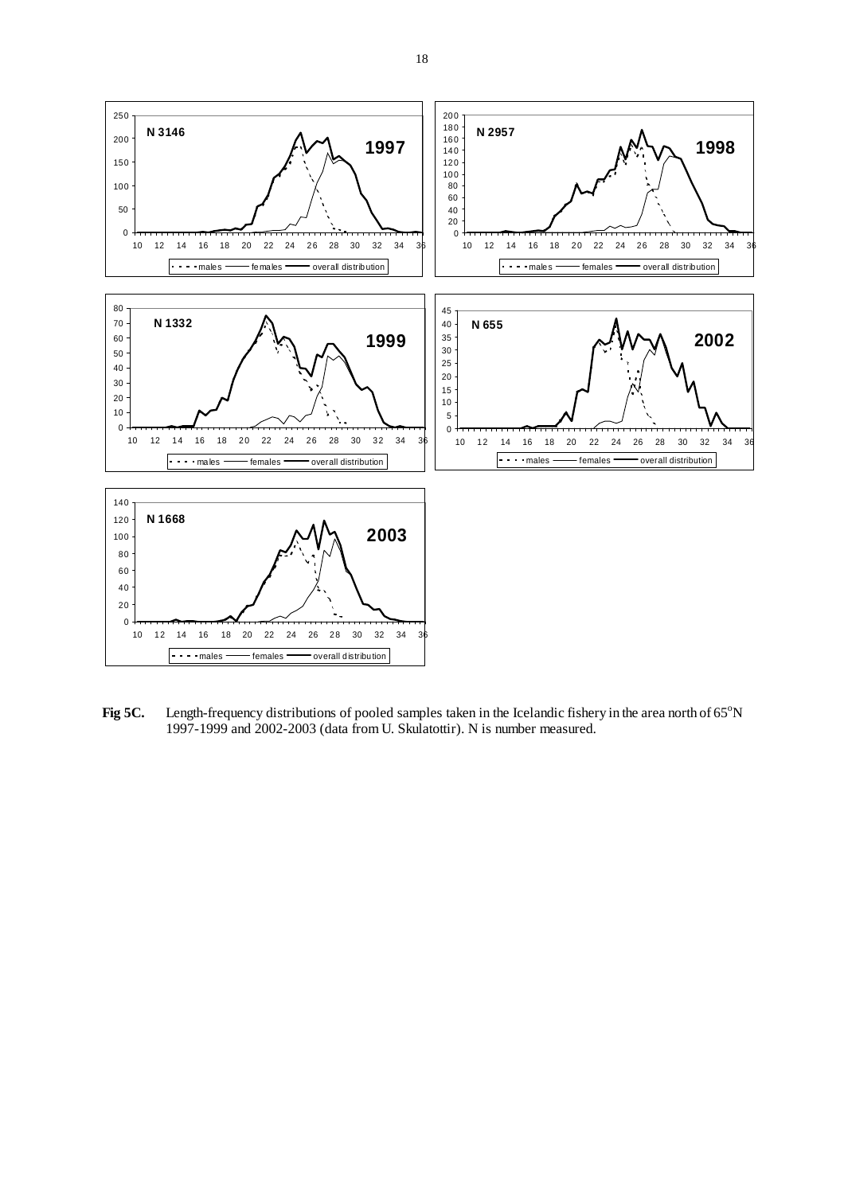**Fig 5C.** Length-frequency distributions of pooled samples taken in the Icelandic fishery in the area north of 65°N 1997-1999 and 2002-2003 (data from U. Skulatottir). N is number measured.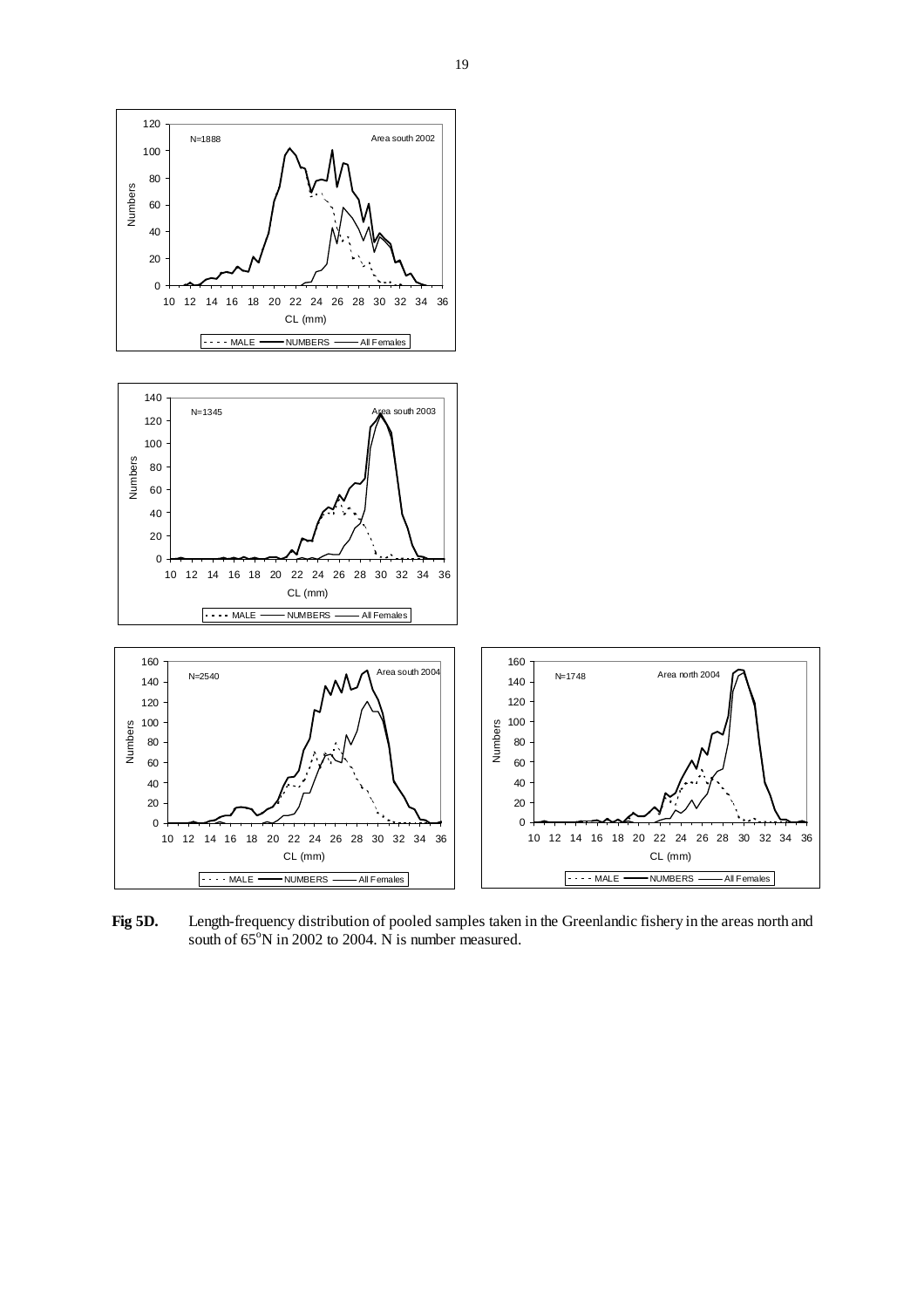**Fig 5D.** Length-frequency distribution of pooled samples taken in the Greenlandic fishery in the areas north and south of 65°N in 2002 to 2004. N is number measured.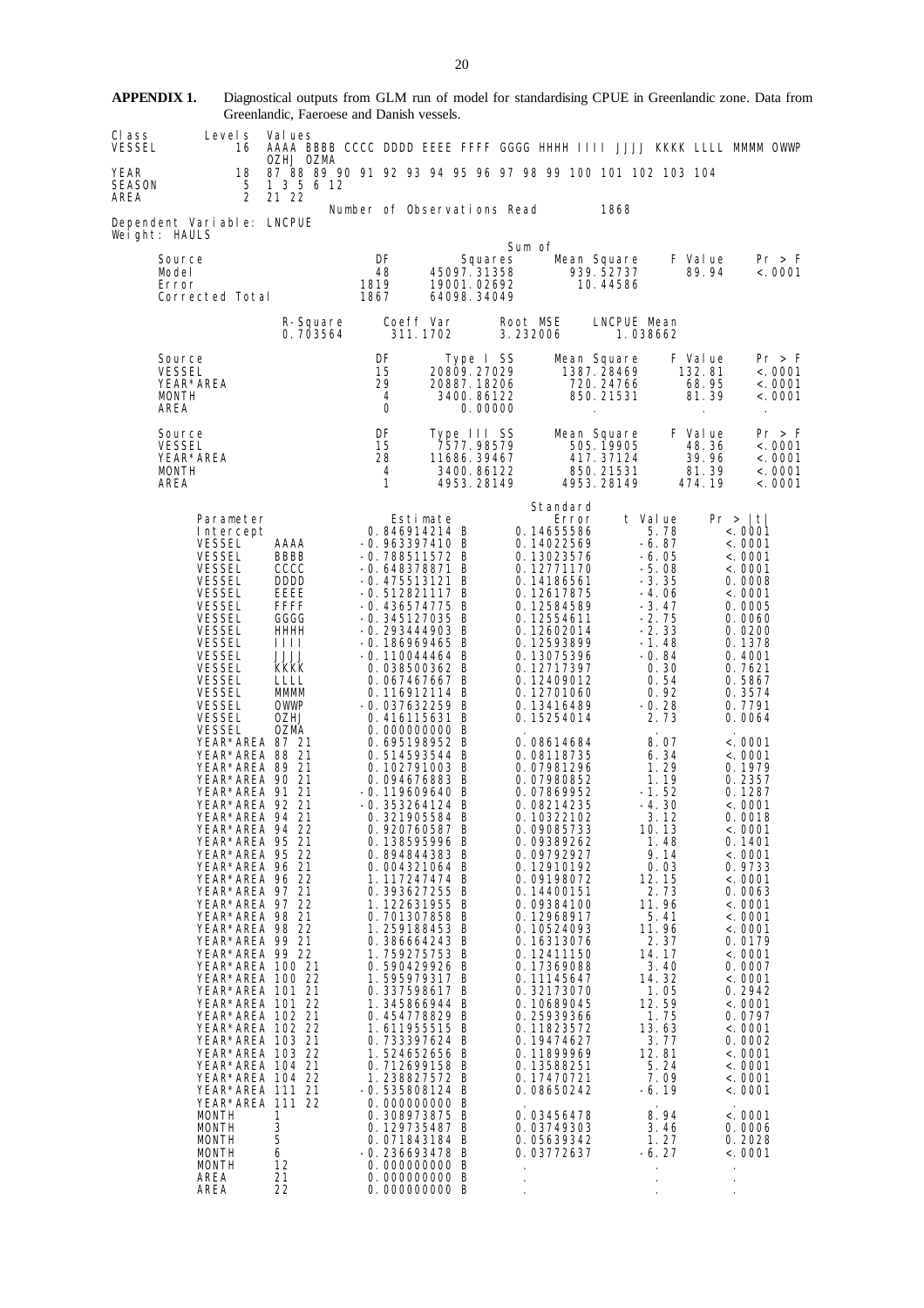**APPENDIX 1.** Diagnostical outputs from GLM run of model for standardising CPUE in Greenlandic zone. Data from Greenlandic, Faeroese and Danish vessels.

| Class | Levels | Values |
|---|---|---|
| VESSEL | 16 | AAAA BBBB CCCC DDDD EEEE FFFF GGGG HHHH IIII JJJJ KKKK LLLL MMMM OWWP OZHJ OZMA |
| YEAR | 18 | 87 88 89 90 91 92 93 94 95 96 97 98 99 100 101 102 103 104 |
| SEASON | 5 | 1 3 5 6 12 |
| AREA | 2 | 21 22 |

Number of Observations Read 1868

Dependent Variable: LNCPUE
Weight: HAULS

| Source | DF | Sum of Squares | Mean Square | F Value | Pr > F |
|---|---|---|---|---|---|
| Model | 48 | 45097.31358 | 939.52737 | 89.94 | <.0001 |
| Error | 1819 | 19001.02692 | 10.44586 | | |
| Corrected Total | 1867 | 64098.34049 | | | |

| R-Square | Coeff Var | Root MSE | LNCPUE Mean |
|---|---|---|---|
| 0.703564 | 311.1702 | 3.232006 | 1.038662 |

| Source | DF | Type I SS | Mean Square | F Value | Pr > F |
|---|---|---|---|---|---|
| VESSEL | 15 | 20809.27029 | 1387.28469 | 132.81 | <.0001 |
| YEAR*AREA | 29 | 20887.18206 | 720.24766 | 68.95 | <.0001 |
| MONTH | 4 | 3400.86122 | 850.21531 | 81.39 | <.0001 |
| AREA | 0 | 0.00000 | . | . | . |

| Source | DF | Type III SS | Mean Square | F Value | Pr > F |
|---|---|---|---|---|---|
| VESSEL | 15 | 7577.98579 | 505.19905 | 48.36 | <.0001 |
| YEAR*AREA | 28 | 11686.39467 | 417.37124 | 39.96 | <.0001 |
| MONTH | 4 | 3400.86122 | 850.21531 | 81.39 | <.0001 |
| AREA | 1 | 4953.28149 | 4953.28149 | 474.19 | <.0001 |

| Parameter | | Estimate | | Standard Error | t Value | Pr > \|t\| |
|---|---|---|---|---|---|---|
| Intercept | | 0.846914214 | B | 0.14655586 | 5.78 | <.0001 |
| VESSEL | AAAA | -0.963397410 | B | 0.14022569 | -6.87 | <.0001 |
| VESSEL | BBBB | -0.788511572 | B | 0.13023576 | -6.05 | <.0001 |
| VESSEL | CCCC | -0.648378871 | B | 0.12771170 | -5.08 | <.0001 |
| VESSEL | DDDD | -0.475513121 | B | 0.14186561 | -3.35 | 0.0008 |
| VESSEL | EEEE | -0.512821117 | B | 0.12617875 | -4.06 | <.0001 |
| VESSEL | FFFF | -0.436574775 | B | 0.12584589 | -3.47 | 0.0005 |
| VESSEL | GGGG | -0.345127035 | B | 0.12554611 | -2.75 | 0.0060 |
| VESSEL | HHHH | -0.293444903 | B | 0.12602014 | -2.33 | 0.0200 |
| VESSEL | IIII | -0.186969465 | B | 0.12593899 | -1.48 | 0.1378 |
| VESSEL | JJJJ | -0.110044464 | B | 0.13075396 | -0.84 | 0.4001 |
| VESSEL | KKKK | 0.038500362 | B | 0.12717397 | 0.30 | 0.7621 |
| VESSEL | LLLL | 0.067467667 | B | 0.12409012 | 0.54 | 0.5867 |
| VESSEL | MMMM | 0.116912114 | B | 0.12701060 | 0.92 | 0.3574 |
| VESSEL | OWWP | -0.037632259 | B | 0.13416489 | -0.28 | 0.7791 |
| VESSEL | OZHJ | 0.416115631 | B | 0.15254014 | 2.73 | 0.0064 |
| VESSEL | OZMA | 0.000000000 | B | . | . | . |
| YEAR*AREA | 87 21 | 0.695198952 | B | 0.08614684 | 8.07 | <.0001 |
| YEAR*AREA | 88 21 | 0.514593544 | B | 0.08118735 | 6.34 | <.0001 |
| YEAR*AREA | 89 21 | 0.102791003 | B | 0.07981296 | 1.29 | 0.1979 |
| YEAR*AREA | 90 21 | 0.094676883 | B | 0.07980852 | 1.19 | 0.2357 |
| YEAR*AREA | 91 21 | -0.119609640 | B | 0.07869952 | -1.52 | 0.1287 |
| YEAR*AREA | 92 21 | -0.353264124 | B | 0.08214235 | -4.30 | <.0001 |
| YEAR*AREA | 94 21 | 0.321905584 | B | 0.10322102 | 3.12 | 0.0018 |
| YEAR*AREA | 94 22 | 0.920760587 | B | 0.09085733 | 10.13 | <.0001 |
| YEAR*AREA | 95 21 | 0.138595996 | B | 0.09389262 | 1.48 | 0.1401 |
| YEAR*AREA | 95 22 | 0.894844383 | B | 0.09792927 | 9.14 | <.0001 |
| YEAR*AREA | 96 21 | 0.004321064 | B | 0.12910192 | 0.03 | 0.9733 |
| YEAR*AREA | 96 22 | 1.117247474 | B | 0.09198072 | 12.15 | <.0001 |
| YEAR*AREA | 97 21 | 0.393627255 | B | 0.14400151 | 2.73 | 0.0063 |
| YEAR*AREA | 97 22 | 1.122631955 | B | 0.09384100 | 11.96 | <.0001 |
| YEAR*AREA | 98 21 | 0.701307858 | B | 0.12968917 | 5.41 | <.0001 |
| YEAR*AREA | 98 22 | 1.259188453 | B | 0.10524093 | 11.96 | <.0001 |
| YEAR*AREA | 99 21 | 0.386664243 | B | 0.16313076 | 2.37 | 0.0179 |
| YEAR*AREA | 99 22 | 1.759275753 | B | 0.12411150 | 14.17 | <.0001 |
| YEAR*AREA | 100 21 | 0.590429926 | B | 0.17369088 | 3.40 | 0.0007 |
| YEAR*AREA | 100 22 | 1.595979317 | B | 0.11145647 | 14.32 | <.0001 |
| YEAR*AREA | 101 21 | 0.337598617 | B | 0.32173070 | 1.05 | 0.2942 |
| YEAR*AREA | 101 22 | 1.345866944 | B | 0.10689045 | 12.59 | <.0001 |
| YEAR*AREA | 102 21 | 0.454778829 | B | 0.25939366 | 1.75 | 0.0797 |
| YEAR*AREA | 102 22 | 1.611955515 | B | 0.11823572 | 13.63 | <.0001 |
| YEAR*AREA | 103 21 | 0.733397624 | B | 0.19474627 | 3.77 | 0.0002 |
| YEAR*AREA | 103 22 | 1.524652656 | B | 0.11899969 | 12.81 | <.0001 |
| YEAR*AREA | 104 21 | 0.712699158 | B | 0.13588251 | 5.24 | <.0001 |
| YEAR*AREA | 104 22 | 1.238827572 | B | 0.17470721 | 7.09 | <.0001 |
| YEAR*AREA | 111 21 | -0.535808124 | B | 0.08650242 | -6.19 | <.0001 |
| YEAR*AREA | 111 22 | 0.000000000 | B | . | . | . |
| MONTH | 1 | 0.308973875 | B | 0.03456478 | 8.94 | <.0001 |
| MONTH | 3 | 0.129735487 | B | 0.03749303 | 3.46 | 0.0006 |
| MONTH | 5 | 0.071843184 | B | 0.05639342 | 1.27 | 0.2028 |
| MONTH | 6 | -0.236693478 | B | 0.03772637 | -6.27 | <.0001 |
| MONTH | 12 | 0.000000000 | B | . | . | . |
| AREA | 21 | 0.000000000 | B | . | . | . |
| AREA | 22 | 0.000000000 | B | . | . | . |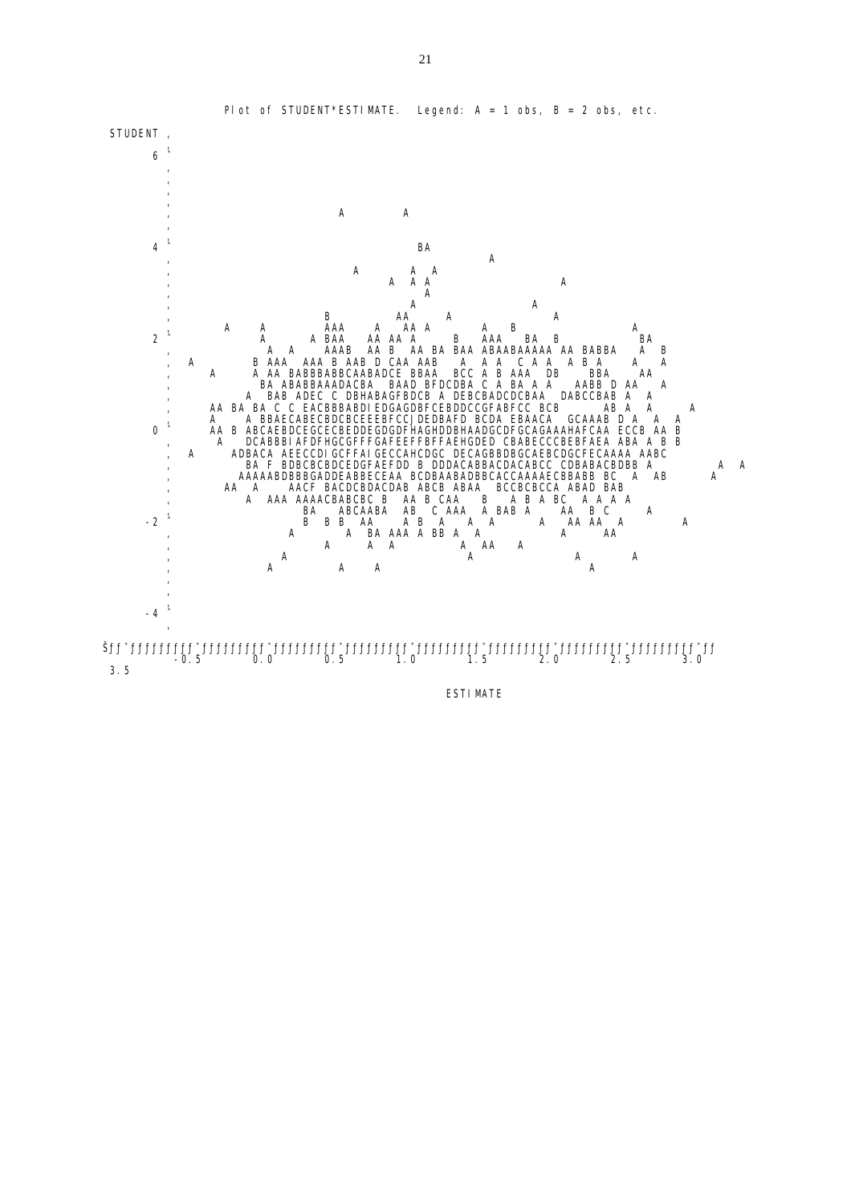```
                         Plot of STUDENT*ESTIMATE.  Legend: A = 1 obs, B = 2 obs, etc.

 STUDENT ‚
       6 ˆ
         ‚
         ‚
         ‚
         ‚                    A        A
         ‚
       4 ˆ                               BA
         ‚                                          A
         ‚                     A        A  A                        A
         ‚                           A  A A
         ‚                                A
         ‚                               A                      A
         ‚                 B            AA     A                   A
       2 ˆ      A    A      AAA    A   AA A        A   B                       A
         ‚           A      A BAA   AA AA A     B   AAA   BA  B              BA
         ‚             A  A    AAAB  AA B  AA BA BAA ABAABAAAAA AA BABBA   A  B
         ‚  A         B AAA  AAA B AAB D CAA AAB   A  A A  C A A  A B A    A   A
         ‚     A      A AA BABBBABBCAABADCE BBAA  BCC A B AAA  DB    BBA    AA
         ‚              BA ABABBAAADACBA  BAAD BFDCDBA C A BA A A   AABB D AA   A
         ‚          A  BAB ADEC C DBHABAGFBDCB A DEBCBADCDCBAA  DABCCBAB A  A
         ‚     AA BA BA C C EACBBBABDIEDGAGDBFCEBDDCCGFABFCC BCB      AB A  A      A
         ‚     A    A BBAECABECBDCBCEEEBFCCJDEDBAFD BCDA EBAACA  GCAAAB D A  A  A
       0 ˆ     AA B ABCAEBDCEGCECBEDDEGDGDFHAGHDDBHAADGCDFGCAGAAAHAFCAA ECCB AA B
         ‚      A   DCABBBIAFDFHGCGFFFGAFEEFFBFFAEHGDED CBABECCCBEBFAEA ABA A B B
         ‚  A      ADBACA AEECCDIGCFFAIGECCAHCDGC DECAGBBDBGCAEBCDGCFECAAAA AABC
         ‚          BA F BDBCBCBDCEDGFAEFDD B DDDACABBACDACABCC CDBABACBDBB A          A  A
         ‚         AAAAABDBBBGADDEABBECEAA BCDBAABADBBCACCAAAAECBBABB BC  A  AB       A
         ‚       AA  A     AACF BACDCBDACDAB ABCB ABAA  BCCBCBCCA ABAD BAB
         ‚          A  AAA AAAACBABCBC B  AA B CAA   B   A B A BC  A A A A
         ‚                 BA    ABCAABA  AB   C AAA  A BAB A     AA  B C      A
      -2 ˆ                 B  B B  AA    A B  A   A  A      A   AA AA  A         A
         ‚               A       A  BA AAA A BB A  A            A      AA
         ‚                  A      A  A          A  AA   A
         ‚              A                          A                 A       A
         ‚            A         A    A                                 A
         ‚
         ‚
      -4 ˆ
         ‚
         Šƒƒˆƒƒƒƒƒƒƒƒƒˆƒƒƒƒƒƒƒƒƒˆƒƒƒƒƒƒƒƒƒˆƒƒƒƒƒƒƒƒƒˆƒƒƒƒƒƒƒƒƒˆƒƒƒƒƒƒƒƒƒˆƒƒƒƒƒƒƒƒƒˆƒƒƒƒƒƒƒƒƒˆƒƒ
          -0.5      0.0       0.5       1.0       1.5       2.0       2.5       3.0       3.5

                                             ESTIMATE
```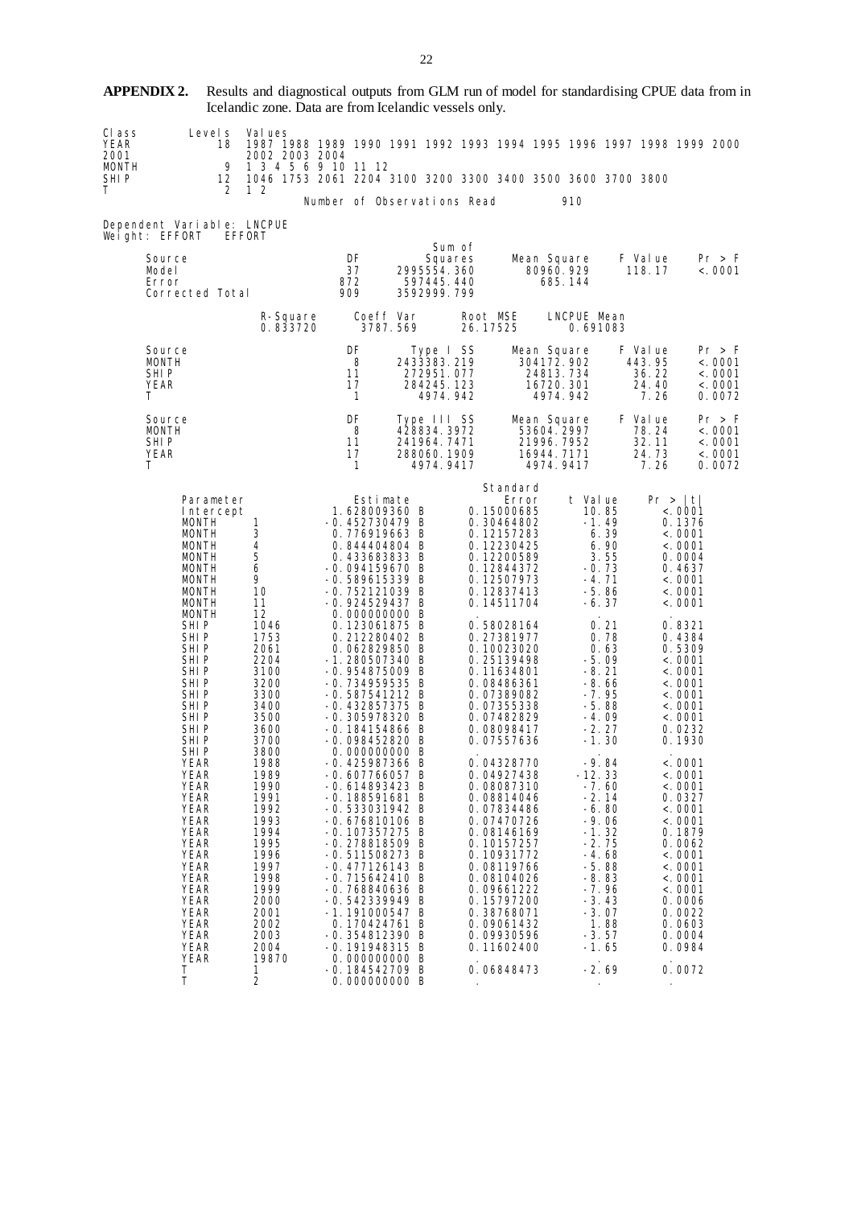**APPENDIX 2.** Results and diagnostical outputs from GLM run of model for standardising CPUE data from in Icelandic zone. Data are from Icelandic vessels only.

| Class | Levels | Values |
|---|---|---|
| YEAR | 18 | 1987 1988 1989 1990 1991 1992 1993 1994 1995 1996 1997 1998 1999 2000 2001 2002 2003 2004 |
| MONTH | 9 | 1 3 4 5 6 9 10 11 12 |
| SHIP | 12 | 1046 1753 2061 2204 3100 3200 3300 3400 3500 3600 3700 3800 |
| T | 2 | 1 2 |

Number of Observations Read 910

Dependent Variable: LNCPUE
Weight: EFFORT EFFORT

| Source | DF | Sum of Squares | Mean Square | F Value | Pr > F |
|---|---|---|---|---|---|
| Model | 37 | 2995554.360 | 80960.929 | 118.17 | <.0001 |
| Error | 872 | 597445.440 | 685.144 | | |
| Corrected Total | 909 | 3592999.799 | | | |

| R-Square | Coeff Var | Root MSE | LNCPUE Mean |
|---|---|---|---|
| 0.833720 | 3787.569 | 26.17525 | 0.691083 |

| Source | DF | Type I SS | Mean Square | F Value | Pr > F |
|---|---|---|---|---|---|
| MONTH | 8 | 2433383.219 | 304172.902 | 443.95 | <.0001 |
| SHIP | 11 | 272951.077 | 24813.734 | 36.22 | <.0001 |
| YEAR | 17 | 284245.123 | 16720.301 | 24.40 | <.0001 |
| T | 1 | 4974.942 | 4974.942 | 7.26 | 0.0072 |

| Source | DF | Type III SS | Mean Square | F Value | Pr > F |
|---|---|---|---|---|---|
| MONTH | 8 | 428834.3972 | 53604.2997 | 78.24 | <.0001 |
| SHIP | 11 | 241964.7471 | 21996.7952 | 32.11 | <.0001 |
| YEAR | 17 | 288060.1909 | 16944.7171 | 24.73 | <.0001 |
| T | 1 | 4974.9417 | 4974.9417 | 7.26 | 0.0072 |

| Parameter | | Estimate | | Standard Error | t Value | Pr > \|t\| |
|---|---|---|---|---|---|---|
| Intercept | | 1.628009360 | B | 0.15000685 | 10.85 | <.0001 |
| MONTH | 1 | -0.452730479 | B | 0.30464802 | -1.49 | 0.1376 |
| MONTH | 3 | 0.776919663 | B | 0.12157283 | 6.39 | <.0001 |
| MONTH | 4 | 0.844404804 | B | 0.12230425 | 6.90 | <.0001 |
| MONTH | 5 | 0.433683833 | B | 0.12200589 | 3.55 | 0.0004 |
| MONTH | 6 | -0.094159670 | B | 0.12844372 | -0.73 | 0.4637 |
| MONTH | 9 | -0.589615339 | B | 0.12507973 | -4.71 | <.0001 |
| MONTH | 10 | -0.752121039 | B | 0.12837413 | -5.86 | <.0001 |
| MONTH | 11 | -0.924529437 | B | 0.14511704 | -6.37 | <.0001 |
| MONTH | 12 | 0.000000000 | B | . | . | . |
| SHIP | 1046 | 0.123061875 | B | 0.58028164 | 0.21 | 0.8321 |
| SHIP | 1753 | 0.212280402 | B | 0.27381977 | 0.78 | 0.4384 |
| SHIP | 2061 | 0.062829850 | B | 0.10023020 | 0.63 | 0.5309 |
| SHIP | 2204 | -1.280507340 | B | 0.25139498 | -5.09 | <.0001 |
| SHIP | 3100 | -0.954875009 | B | 0.11634801 | -8.21 | <.0001 |
| SHIP | 3200 | -0.734959535 | B | 0.08486361 | -8.66 | <.0001 |
| SHIP | 3300 | -0.587541212 | B | 0.07389082 | -7.95 | <.0001 |
| SHIP | 3400 | -0.432857375 | B | 0.07355338 | -5.88 | <.0001 |
| SHIP | 3500 | -0.305978320 | B | 0.07482829 | -4.09 | <.0001 |
| SHIP | 3600 | -0.184154866 | B | 0.08098417 | -2.27 | 0.0232 |
| SHIP | 3700 | -0.098452820 | B | 0.07557636 | -1.30 | 0.1930 |
| SHIP | 3800 | 0.000000000 | B | . | . | . |
| YEAR | 1988 | -0.425987366 | B | 0.04328770 | -9.84 | <.0001 |
| YEAR | 1989 | -0.607766057 | B | 0.04927438 | -12.33 | <.0001 |
| YEAR | 1990 | -0.614893423 | B | 0.08087310 | -7.60 | <.0001 |
| YEAR | 1991 | -0.188591681 | B | 0.08814046 | -2.14 | 0.0327 |
| YEAR | 1992 | -0.533031942 | B | 0.07834486 | -6.80 | <.0001 |
| YEAR | 1993 | -0.676810106 | B | 0.07470726 | -9.06 | <.0001 |
| YEAR | 1994 | -0.107357275 | B | 0.08146169 | -1.32 | 0.1879 |
| YEAR | 1995 | -0.278818509 | B | 0.10157257 | -2.75 | 0.0062 |
| YEAR | 1996 | -0.511508273 | B | 0.10931772 | -4.68 | <.0001 |
| YEAR | 1997 | -0.477126143 | B | 0.08119766 | -5.88 | <.0001 |
| YEAR | 1998 | -0.715642410 | B | 0.08104026 | -8.83 | <.0001 |
| YEAR | 1999 | -0.768840636 | B | 0.09661222 | -7.96 | <.0001 |
| YEAR | 2000 | -0.542339949 | B | 0.15797200 | -3.43 | 0.0006 |
| YEAR | 2001 | -1.191000547 | B | 0.38768071 | -3.07 | 0.0022 |
| YEAR | 2002 | 0.170424761 | B | 0.09061432 | 1.88 | 0.0603 |
| YEAR | 2003 | -0.354812390 | B | 0.09930596 | -3.57 | 0.0004 |
| YEAR | 2004 | -0.191948315 | B | 0.11602400 | -1.65 | 0.0984 |
| YEAR | 19870 | 0.000000000 | B | . | . | . |
| T | 1 | -0.184542709 | B | 0.06848473 | -2.69 | 0.0072 |
| T | 2 | 0.000000000 | B | . | . | . |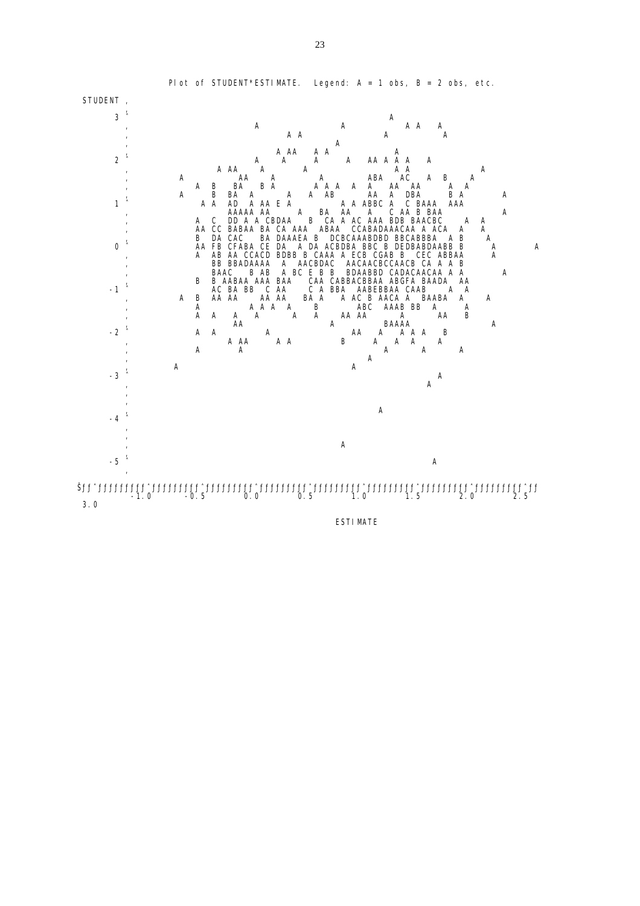Plot of STUDENT*ESTIMATE. Legend: A = 1 obs, B = 2 obs, etc.

STUDENT

3

2

1

0

-1

-2

-3

-4

-5

-1.0 -0.5 0.0 0.5 1.0 1.5 2.0 2.5 3.0

ESTIMATE